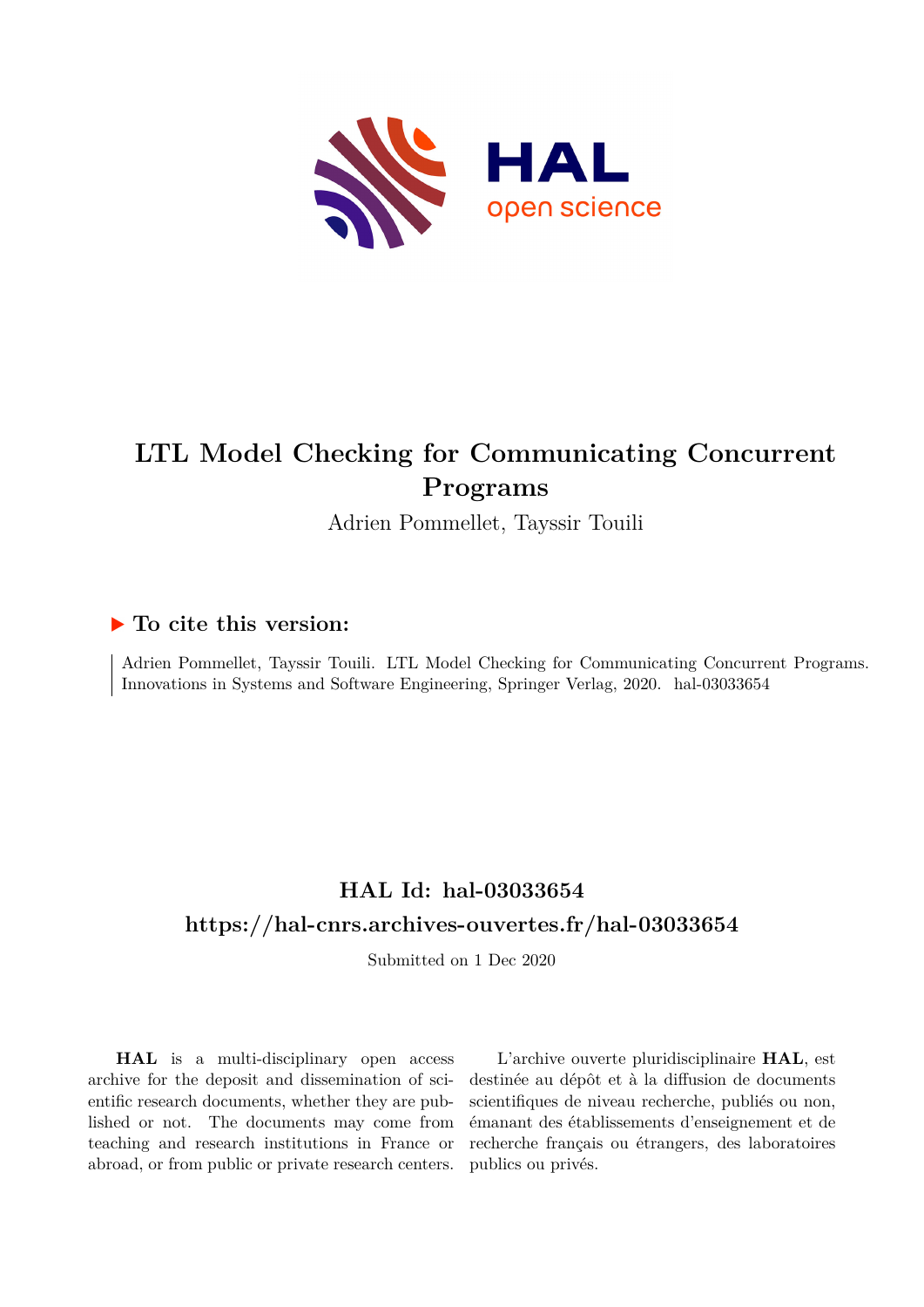# LTL Model Checking for Communicating Concurrent Programs

Adrien Pommellet, Tayssir Touili

## ▶ To cite this version:

Adrien Pommellet, Tayssir Touili. LTL Model Checking for Communicating Concurrent Programs. Innovations in Systems and Software Engineering, Springer Verlag, 2020. hal-03033654

## HAL Id: hal-03033654

## https://hal-cnrs.archives-ouvertes.fr/hal-03033654

Submitted on 1 Dec 2020

**HAL** is a multi-disciplinary open access archive for the deposit and dissemination of scientific research documents, whether they are published or not. The documents may come from teaching and research institutions in France or abroad, or from public or private research centers.

L'archive ouverte pluridisciplinaire **HAL**, est destinée au dépôt et à la diffusion de documents scientifiques de niveau recherche, publiés ou non, émanant des établissements d'enseignement et de recherche français ou étrangers, des laboratoires publics ou privés.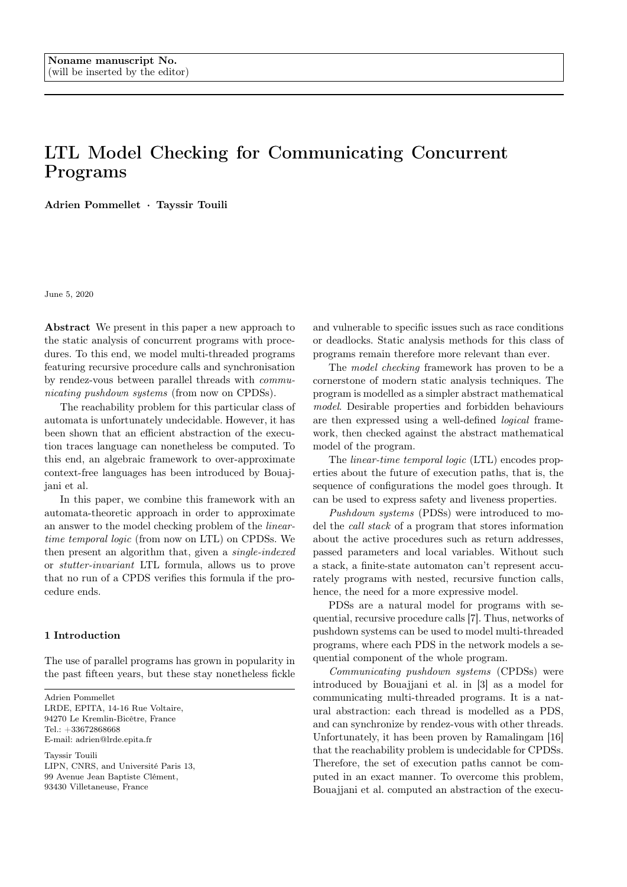Noname manuscript No.
(will be inserted by the editor)

# LTL Model Checking for Communicating Concurrent Programs

**Adrien Pommellet · Tayssir Touili**

June 5, 2020

**Abstract** We present in this paper a new approach to the static analysis of concurrent programs with procedures. To this end, we model multi-threaded programs featuring recursive procedure calls and synchronisation by rendez-vous between parallel threads with *communicating pushdown systems* (from now on CPDSs).

The reachability problem for this particular class of automata is unfortunately undecidable. However, it has been shown that an efficient abstraction of the execution traces language can nonetheless be computed. To this end, an algebraic framework to over-approximate context-free languages has been introduced by Bouajjani et al.

In this paper, we combine this framework with an automata-theoretic approach in order to approximate an answer to the model checking problem of the *linear-time temporal logic* (from now on LTL) on CPDSs. We then present an algorithm that, given a *single-indexed* or *stutter-invariant* LTL formula, allows us to prove that no run of a CPDS verifies this formula if the procedure ends.

## 1 Introduction

The use of parallel programs has grown in popularity in the past fifteen years, but these stay nonetheless fickle and vulnerable to specific issues such as race conditions or deadlocks. Static analysis methods for this class of programs remain therefore more relevant than ever.

The *model checking* framework has proven to be a cornerstone of modern static analysis techniques. The program is modelled as a simpler abstract mathematical *model*. Desirable properties and forbidden behaviours are then expressed using a well-defined *logical* framework, then checked against the abstract mathematical model of the program.

The *linear-time temporal logic* (LTL) encodes properties about the future of execution paths, that is, the sequence of configurations the model goes through. It can be used to express safety and liveness properties.

*Pushdown systems* (PDSs) were introduced to model the *call stack* of a program that stores information about the active procedures such as return addresses, passed parameters and local variables. Without such a stack, a finite-state automaton can't represent accurately programs with nested, recursive function calls, hence, the need for a more expressive model.

PDSs are a natural model for programs with sequential, recursive procedure calls [7]. Thus, networks of pushdown systems can be used to model multi-threaded programs, where each PDS in the network models a sequential component of the whole program.

*Communicating pushdown systems* (CPDSs) were introduced by Bouajjani et al. in [3] as a model for communicating multi-threaded programs. It is a natural abstraction: each thread is modelled as a PDS, and can synchronize by rendez-vous with other threads. Unfortunately, it has been proven by Ramalingam [16] that the reachability problem is undecidable for CPDSs. Therefore, the set of execution paths cannot be computed in an exact manner. To overcome this problem, Bouajjani et al. computed an abstraction of the execu-

Adrien Pommellet
LRDE, EPITA, 14-16 Rue Voltaire,
94270 Le Kremlin-Bicêtre, France
Tel.: +33672868668
E-mail: adrien@lrde.epita.fr

Tayssir Touili
LIPN, CNRS, and Université Paris 13,
99 Avenue Jean Baptiste Clément,
93430 Villetaneuse, France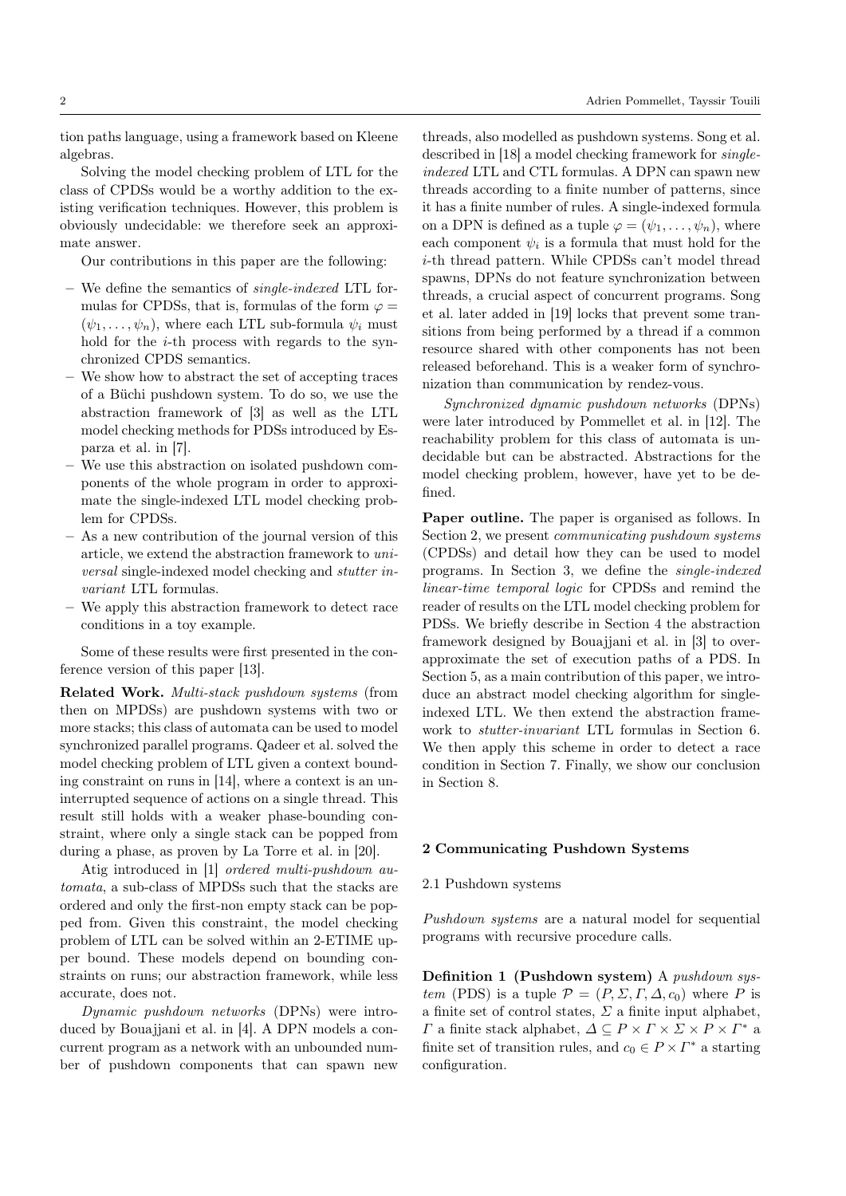tion paths language, using a framework based on Kleene algebras.

Solving the model checking problem of LTL for the class of CPDSs would be a worthy addition to the existing verification techniques. However, this problem is obviously undecidable: we therefore seek an approximate answer.

Our contributions in this paper are the following:

– We define the semantics of *single-indexed* LTL formulas for CPDSs, that is, formulas of the form $\varphi = (\psi_1, \ldots, \psi_n)$, where each LTL sub-formula $\psi_i$ must hold for the $i$-th process with regards to the synchronized CPDS semantics.
– We show how to abstract the set of accepting traces of a Büchi pushdown system. To do so, we use the abstraction framework of [3] as well as the LTL model checking methods for PDSs introduced by Esparza et al. in [7].
– We use this abstraction on isolated pushdown components of the whole program in order to approximate the single-indexed LTL model checking problem for CPDSs.
– As a new contribution of the journal version of this article, we extend the abstraction framework to *universal* single-indexed model checking and *stutter invariant* LTL formulas.
– We apply this abstraction framework to detect race conditions in a toy example.

Some of these results were first presented in the conference version of this paper [13].

**Related Work.** *Multi-stack pushdown systems* (from then on MPDSs) are pushdown systems with two or more stacks; this class of automata can be used to model synchronized parallel programs. Qadeer et al. solved the model checking problem of LTL given a context bounding constraint on runs in [14], where a context is an uninterrupted sequence of actions on a single thread. This result still holds with a weaker phase-bounding constraint, where only a single stack can be popped from during a phase, as proven by La Torre et al. in [20].

Atig introduced in [1] *ordered multi-pushdown automata*, a sub-class of MPDSs such that the stacks are ordered and only the first-non empty stack can be popped from. Given this constraint, the model checking problem of LTL can be solved within an 2-ETIME upper bound. These models depend on bounding constraints on runs; our abstraction framework, while less accurate, does not.

*Dynamic pushdown networks* (DPNs) were introduced by Bouajjani et al. in [4]. A DPN models a concurrent program as a network with an unbounded number of pushdown components that can spawn new threads, also modelled as pushdown systems. Song et al. described in [18] a model checking framework for *single-indexed* LTL and CTL formulas. A DPN can spawn new threads according to a finite number of patterns, since it has a finite number of rules. A single-indexed formula on a DPN is defined as a tuple $\varphi = (\psi_1, \ldots, \psi_n)$, where each component $\psi_i$ is a formula that must hold for the $i$-th thread pattern. While CPDSs can't model thread spawns, DPNs do not feature synchronization between threads, a crucial aspect of concurrent programs. Song et al. later added in [19] locks that prevent some transitions from being performed by a thread if a common resource shared with other components has not been released beforehand. This is a weaker form of synchronization than communication by rendez-vous.

*Synchronized dynamic pushdown networks* (DPNs) were later introduced by Pommellet et al. in [12]. The reachability problem for this class of automata is undecidable but can be abstracted. Abstractions for the model checking problem, however, have yet to be defined.

**Paper outline.** The paper is organised as follows. In Section 2, we present *communicating pushdown systems* (CPDSs) and detail how they can be used to model programs. In Section 3, we define the *single-indexed linear-time temporal logic* for CPDSs and remind the reader of results on the LTL model checking problem for PDSs. We briefly describe in Section 4 the abstraction framework designed by Bouajjani et al. in [3] to over-approximate the set of execution paths of a PDS. In Section 5, as a main contribution of this paper, we introduce an abstract model checking algorithm for single-indexed LTL. We then extend the abstraction framework to *stutter-invariant* LTL formulas in Section 6. We then apply this scheme in order to detect a race condition in Section 7. Finally, we show our conclusion in Section 8.

## 2 Communicating Pushdown Systems

### 2.1 Pushdown systems

*Pushdown systems* are a natural model for sequential programs with recursive procedure calls.

**Definition 1 (Pushdown system)** A *pushdown system* (PDS) is a tuple $\mathcal{P} = (P, \Sigma, \Gamma, \Delta, c_0)$ where $P$ is a finite set of control states, $\Sigma$ a finite input alphabet, $\Gamma$ a finite stack alphabet, $\Delta \subseteq P \times \Gamma \times \Sigma \times P \times \Gamma^*$ a finite set of transition rules, and $c_0 \in P \times \Gamma^*$ a starting configuration.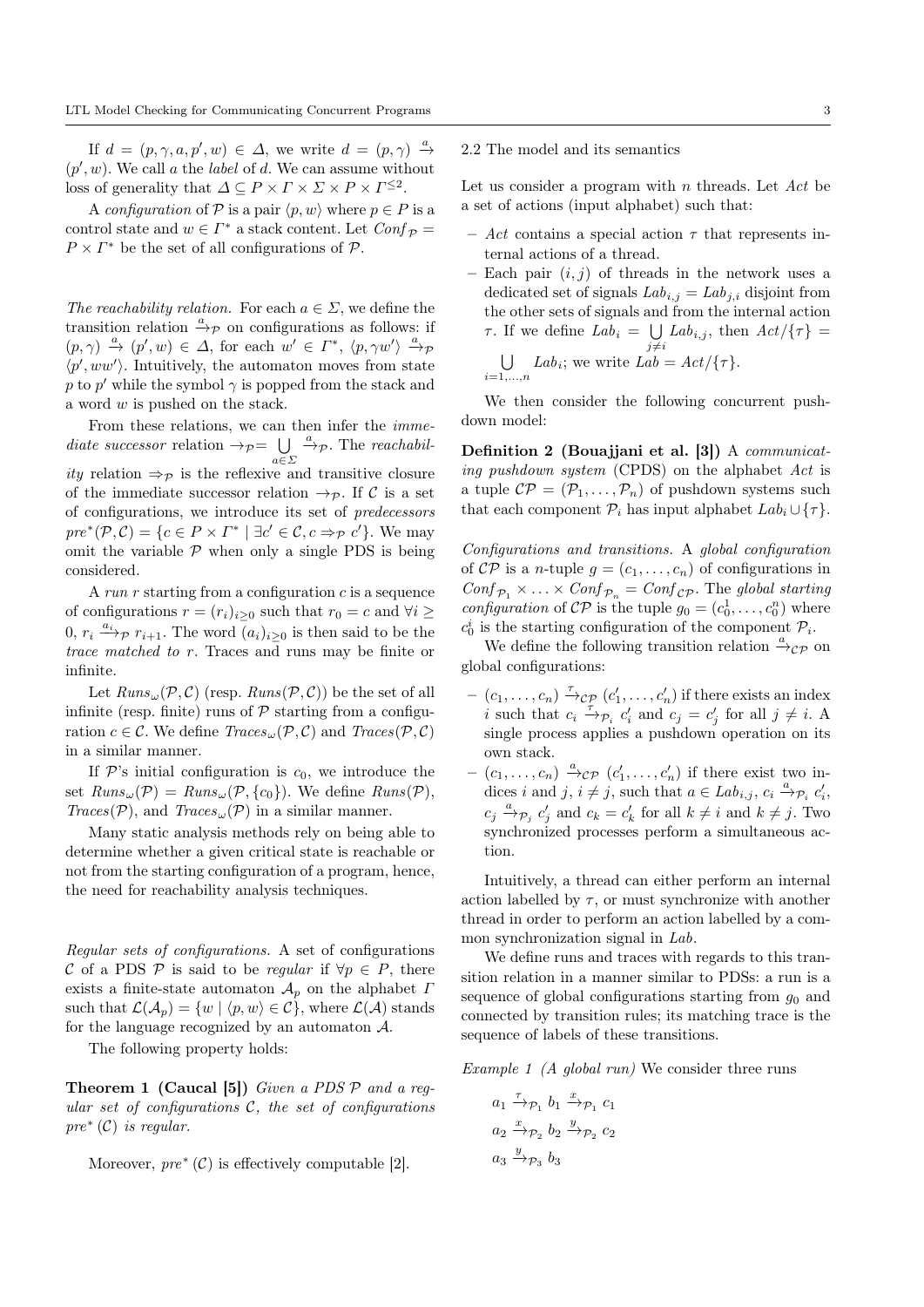If $d = (p, \gamma, a, p', w) \in \Delta$, we write $d = (p, \gamma) \xrightarrow{a} (p', w)$. We call $a$ the *label* of $d$. We can assume without loss of generality that $\Delta \subseteq P \times \Gamma \times \Sigma \times P \times \Gamma^{\leq 2}$.

A *configuration* of $\mathcal{P}$ is a pair $\langle p, w \rangle$ where $p \in P$ is a control state and $w \in \Gamma^*$ a stack content. Let $Conf_{\mathcal{P}} = P \times \Gamma^*$ be the set of all configurations of $\mathcal{P}$.

*The reachability relation.* For each $a \in \Sigma$, we define the transition relation $\xrightarrow{a}_{\mathcal{P}}$ on configurations as follows: if $(p, \gamma) \xrightarrow{a} (p', w) \in \Delta$, for each $w' \in \Gamma^*$, $\langle p, \gamma w' \rangle \xrightarrow{a}_{\mathcal{P}} \langle p', ww' \rangle$. Intuitively, the automaton moves from state $p$ to $p'$ while the symbol $\gamma$ is popped from the stack and a word $w$ is pushed on the stack.

From these relations, we can then infer the *immediate successor* relation $\rightarrow_{\mathcal{P}} = \bigcup_{a \in \Sigma} \xrightarrow{a}_{\mathcal{P}}$. The *reachability* relation $\Rightarrow_{\mathcal{P}}$ is the reflexive and transitive closure of the immediate successor relation $\rightarrow_{\mathcal{P}}$. If $\mathcal{C}$ is a set of configurations, we introduce its set of *predecessors* $pre^*(\mathcal{P}, \mathcal{C}) = \{c \in P \times \Gamma^* \mid \exists c' \in \mathcal{C}, c \Rightarrow_{\mathcal{P}} c'\}$. We may omit the variable $\mathcal{P}$ when only a single PDS is being considered.

A *run* $r$ starting from a configuration $c$ is a sequence of configurations $r = (r_i)_{i \geq 0}$ such that $r_0 = c$ and $\forall i \geq 0$, $r_i \xrightarrow{a_i}_{\mathcal{P}} r_{i+1}$. The word $(a_i)_{i \geq 0}$ is then said to be the *trace matched to* $r$. Traces and runs may be finite or infinite.

Let $Runs_\omega(\mathcal{P}, \mathcal{C})$ (resp. $Runs(\mathcal{P}, \mathcal{C})$) be the set of all infinite (resp. finite) runs of $\mathcal{P}$ starting from a configuration $c \in \mathcal{C}$. We define $Traces_\omega(\mathcal{P}, \mathcal{C})$ and $Traces(\mathcal{P}, \mathcal{C})$ in a similar manner.

If $\mathcal{P}$'s initial configuration is $c_0$, we introduce the set $Runs_\omega(\mathcal{P}) = Runs_\omega(\mathcal{P}, \{c_0\})$. We define $Runs(\mathcal{P})$, $Traces(\mathcal{P})$, and $Traces_\omega(\mathcal{P})$ in a similar manner.

Many static analysis methods rely on being able to determine whether a given critical state is reachable or not from the starting configuration of a program, hence, the need for reachability analysis techniques.

*Regular sets of configurations.* A set of configurations $\mathcal{C}$ of a PDS $\mathcal{P}$ is said to be *regular* if $\forall p \in P$, there exists a finite-state automaton $\mathcal{A}_p$ on the alphabet $\Gamma$ such that $\mathcal{L}(\mathcal{A}_p) = \{w \mid \langle p, w \rangle \in \mathcal{C}\}$, where $\mathcal{L}(\mathcal{A})$ stands for the language recognized by an automaton $\mathcal{A}$.

The following property holds:

**Theorem 1 (Caucal [5])** *Given a PDS $\mathcal{P}$ and a regular set of configurations $\mathcal{C}$, the set of configurations $pre^*(\mathcal{C})$ is regular.*

Moreover, $pre^*(\mathcal{C})$ is effectively computable [2].

### 2.2 The model and its semantics

Let us consider a program with $n$ threads. Let $Act$ be a set of actions (input alphabet) such that:

- $Act$ contains a special action $\tau$ that represents internal actions of a thread.
- Each pair $(i, j)$ of threads in the network uses a dedicated set of signals $Lab_{i,j} = Lab_{j,i}$ disjoint from the other sets of signals and from the internal action $\tau$. If we define $Lab_i = \bigcup_{j \neq i} Lab_{i,j}$, then $Act/\{\tau\} = \bigcup_{i=1,\ldots,n} Lab_i$; we write $Lab = Act/\{\tau\}$.

We then consider the following concurrent pushdown model:

**Definition 2 (Bouajjani et al. [3])** A *communicating pushdown system* (CPDS) on the alphabet $Act$ is a tuple $\mathcal{CP} = (\mathcal{P}_1, \ldots, \mathcal{P}_n)$ of pushdown systems such that each component $\mathcal{P}_i$ has input alphabet $Lab_i \cup \{\tau\}$.

*Configurations and transitions.* A *global configuration* of $\mathcal{CP}$ is a $n$-tuple $g = (c_1, \ldots, c_n)$ of configurations in $Conf_{\mathcal{P}_1} \times \ldots \times Conf_{\mathcal{P}_n} = Conf_{\mathcal{CP}}$. The *global starting configuration* of $\mathcal{CP}$ is the tuple $g_0 = (c_0^1, \ldots, c_0^n)$ where $c_0^i$ is the starting configuration of the component $\mathcal{P}_i$.

We define the following transition relation $\xrightarrow{a}_{\mathcal{CP}}$ on global configurations:

- $(c_1, \ldots, c_n) \xrightarrow{\tau}_{\mathcal{CP}} (c'_1, \ldots, c'_n)$ if there exists an index $i$ such that $c_i \xrightarrow{\tau}_{\mathcal{P}_i} c'_i$ and $c_j = c'_j$ for all $j \neq i$. A single process applies a pushdown operation on its own stack.
- $(c_1, \ldots, c_n) \xrightarrow{a}_{\mathcal{CP}} (c'_1, \ldots, c'_n)$ if there exist two indices $i$ and $j$, $i \neq j$, such that $a \in Lab_{i,j}$, $c_i \xrightarrow{a}_{\mathcal{P}_i} c'_i$, $c_j \xrightarrow{a}_{\mathcal{P}_j} c'_j$ and $c_k = c'_k$ for all $k \neq i$ and $k \neq j$. Two synchronized processes perform a simultaneous action.

Intuitively, a thread can either perform an internal action labelled by $\tau$, or must synchronize with another thread in order to perform an action labelled by a common synchronization signal in $Lab$.

We define runs and traces with regards to this transition relation in a manner similar to PDSs: a run is a sequence of global configurations starting from $g_0$ and connected by transition rules; its matching trace is the sequence of labels of these transitions.

*Example 1 (A global run)* We consider three runs

$$a_1 \xrightarrow{\tau}_{\mathcal{P}_1} b_1 \xrightarrow{x}_{\mathcal{P}_1} c_1$$

$$a_2 \xrightarrow{x}_{\mathcal{P}_2} b_2 \xrightarrow{y}_{\mathcal{P}_2} c_2$$

$$a_3 \xrightarrow{y}_{\mathcal{P}_3} b_3$$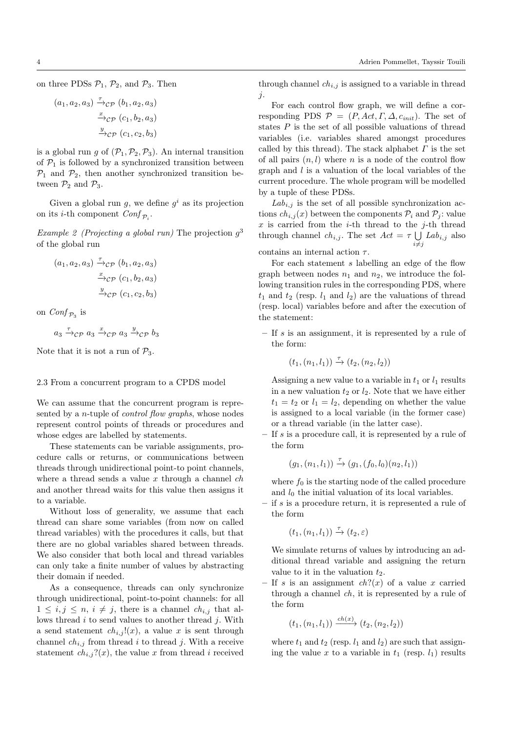on three PDSs $\mathcal{P}_1$, $\mathcal{P}_2$, and $\mathcal{P}_3$. Then

$$(a_1, a_2, a_3) \xrightarrow{\tau}_{\mathcal{CP}} (b_1, a_2, a_3) \xrightarrow{x}_{\mathcal{CP}} (c_1, b_2, a_3) \xrightarrow{y}_{\mathcal{CP}} (c_1, c_2, b_3)$$

is a global run $g$ of $(\mathcal{P}_1, \mathcal{P}_2, \mathcal{P}_3)$. An internal transition of $\mathcal{P}_1$ is followed by a synchronized transition between $\mathcal{P}_1$ and $\mathcal{P}_2$, then another synchronized transition between $\mathcal{P}_2$ and $\mathcal{P}_3$.

Given a global run $g$, we define $g^i$ as its projection on its $i$-th component $Conf_{\mathcal{P}_i}$.

*Example 2 (Projecting a global run)* The projection $g^3$ of the global run

$$(a_1, a_2, a_3) \xrightarrow{\tau}_{\mathcal{CP}} (b_1, a_2, a_3) \xrightarrow{x}_{\mathcal{CP}} (c_1, b_2, a_3) \xrightarrow{y}_{\mathcal{CP}} (c_1, c_2, b_3)$$

on $Conf_{\mathcal{P}_3}$ is

$$a_3 \xrightarrow{\tau}_{\mathcal{CP}} a_3 \xrightarrow{x}_{\mathcal{CP}} a_3 \xrightarrow{y}_{\mathcal{CP}} b_3$$

Note that it is not a run of $\mathcal{P}_3$.

### 2.3 From a concurrent program to a CPDS model

We can assume that the concurrent program is represented by a $n$-tuple of *control flow graphs*, whose nodes represent control points of threads or procedures and whose edges are labelled by statements.

These statements can be variable assignments, procedure calls or returns, or communications between threads through unidirectional point to point channels, where a thread sends a value $x$ through a channel $ch$ and another thread waits for this value then assigns it to a variable.

Without loss of generality, we assume that each thread can share some variables (from now on called thread variables) with the procedures it calls, but that there are no global variables shared between threads. We also consider that both local and thread variables can only take a finite number of values by abstracting their domain if needed.

As a consequence, threads can only synchronize through unidirectional, point-to-point channels: for all $1 \leq i, j \leq n$, $i \neq j$, there is a channel $ch_{i,j}$ that allows thread $i$ to send values to another thread $j$. With a send statement $ch_{i,j}!(x)$, a value $x$ is sent through channel $ch_{i,j}$ from thread $i$ to thread $j$. With a receive statement $ch_{i,j}?(x)$, the value $x$ from thread $i$ received through channel $ch_{i,j}$ is assigned to a variable in thread $j$.

For each control flow graph, we will define a corresponding PDS $\mathcal{P} = (P, Act, \Gamma, \Delta, c_{init})$. The set of states $P$ is the set of all possible valuations of thread variables (i.e. variables shared amongst procedures called by this thread). The stack alphabet $\Gamma$ is the set of all pairs $(n, l)$ where $n$ is a node of the control flow graph and $l$ is a valuation of the local variables of the current procedure. The whole program will be modelled by a tuple of these PDSs.

$Lab_{i,j}$ is the set of all possible synchronization actions $ch_{i,j}(x)$ between the components $\mathcal{P}_i$ and $\mathcal{P}_j$: value $x$ is carried from the $i$-th thread to the $j$-th thread through channel $ch_{i,j}$. The set $Act = \tau \bigcup\limits_{i \neq j} Lab_{i,j}$ also contains an internal action $\tau$.

For each statement $s$ labelling an edge of the flow graph between nodes $n_1$ and $n_2$, we introduce the following transition rules in the corresponding PDS, where $t_1$ and $t_2$ (resp. $l_1$ and $l_2$) are the valuations of thread (resp. local) variables before and after the execution of the statement:

- If $s$ is an assignment, it is represented by a rule of the form:

  $$(t_1, (n_1, l_1)) \xrightarrow{\tau} (t_2, (n_2, l_2))$$

  Assigning a new value to a variable in $t_1$ or $l_1$ results in a new valuation $t_2$ or $l_2$. Note that we have either $t_1 = t_2$ or $l_1 = l_2$, depending on whether the value is assigned to a local variable (in the former case) or a thread variable (in the latter case).
- If $s$ is a procedure call, it is represented by a rule of the form

  $$(g_1, (n_1, l_1)) \xrightarrow{\tau} (g_1, (f_0, l_0)(n_2, l_1))$$

  where $f_0$ is the starting node of the called procedure and $l_0$ the initial valuation of its local variables.
- if $s$ is a procedure return, it is represented a rule of the form

  $$(t_1, (n_1, l_1)) \xrightarrow{\tau} (t_2, \varepsilon)$$

  We simulate returns of values by introducing an additional thread variable and assigning the return value to it in the valuation $t_2$.
- If $s$ is an assignment $ch?(x)$ of a value $x$ carried through a channel $ch$, it is represented by a rule of the form

  $$(t_1, (n_1, l_1)) \xrightarrow{ch(x)} (t_2, (n_2, l_2))$$

  where $t_1$ and $t_2$ (resp. $l_1$ and $l_2$) are such that assigning the value $x$ to a variable in $t_1$ (resp. $l_1$) results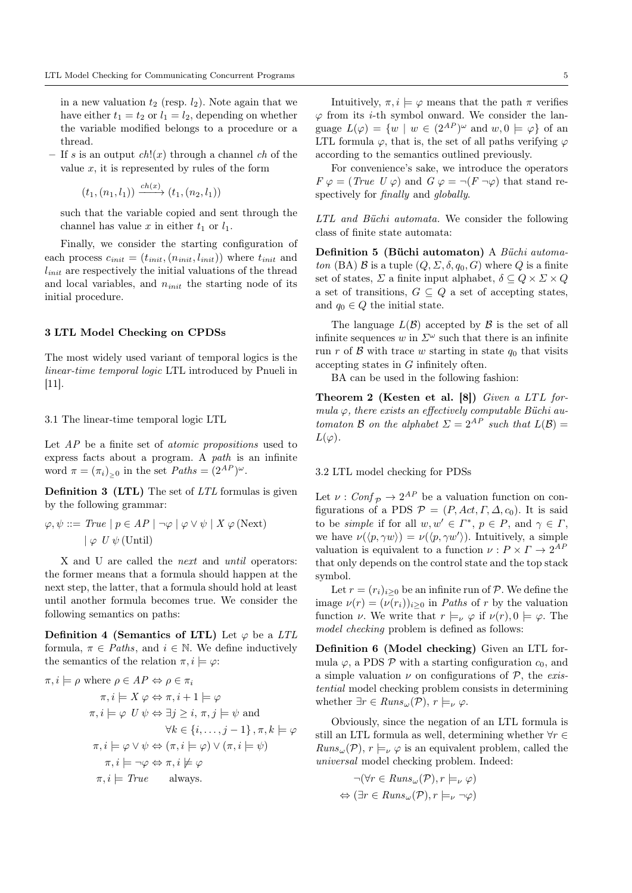in a new valuation $t_2$ (resp. $l_2$). Note again that we have either $t_1 = t_2$ or $l_1 = l_2$, depending on whether the variable modified belongs to a procedure or a thread.

– If $s$ is an output $ch!(x)$ through a channel $ch$ of the value $x$, it is represented by rules of the form

$$(t_1, (n_1, l_1)) \xrightarrow{ch(x)} (t_1, (n_2, l_1))$$

such that the variable copied and sent through the channel has value $x$ in either $t_1$ or $l_1$.

Finally, we consider the starting configuration of each process $c_{init} = (t_{init}, (n_{init}, l_{init}))$ where $t_{init}$ and $l_{init}$ are respectively the initial valuations of the thread and local variables, and $n_{init}$ the starting node of its initial procedure.

## 3 LTL Model Checking on CPDSs

The most widely used variant of temporal logics is the *linear-time temporal logic* LTL introduced by Pnueli in [11].

### 3.1 The linear-time temporal logic LTL

Let $AP$ be a finite set of *atomic propositions* used to express facts about a program. A *path* is an infinite word $\pi = (\pi_i)_{\geq 0}$ in the set $Paths = (2^{AP})^\omega$.

**Definition 3 (LTL)** The set of *LTL* formulas is given by the following grammar:

$$\varphi, \psi ::= True \mid p \in AP \mid \neg\varphi \mid \varphi \vee \psi \mid X\ \varphi\ (\text{Next}) \\ \mid \varphi\ U\ \psi\ (\text{Until})$$

X and U are called the *next* and *until* operators: the former means that a formula should happen at the next step, the latter, that a formula should hold at least until another formula becomes true. We consider the following semantics on paths:

**Definition 4 (Semantics of LTL)** Let $\varphi$ be a *LTL* formula, $\pi \in Paths$, and $i \in \mathbb{N}$. We define inductively the semantics of the relation $\pi, i \models \varphi$:

$$\begin{aligned}
&\pi, i \models \rho \text{ where } \rho \in AP \Leftrightarrow \rho \in \pi_i \\
&\pi, i \models X\ \varphi \Leftrightarrow \pi, i+1 \models \varphi \\
&\pi, i \models \varphi\ U\ \psi \Leftrightarrow \exists j \geq i,\ \pi, j \models \psi \text{ and} \\
&\qquad\qquad \forall k \in \{i, \ldots, j-1\}, \pi, k \models \varphi \\
&\pi, i \models \varphi \vee \psi \Leftrightarrow (\pi, i \models \varphi) \vee (\pi, i \models \psi) \\
&\pi, i \models \neg\varphi \Leftrightarrow \pi, i \not\models \varphi \\
&\pi, i \models True \qquad \text{always.}
\end{aligned}$$

Intuitively, $\pi, i \models \varphi$ means that the path $\pi$ verifies $\varphi$ from its $i$-th symbol onward. We consider the language $L(\varphi) = \{w \mid w \in (2^{AP})^\omega \text{ and } w, 0 \models \varphi\}$ of an LTL formula $\varphi$, that is, the set of all paths verifying $\varphi$ according to the semantics outlined previously.

For convenience's sake, we introduce the operators $F\ \varphi = (True\ U\ \varphi)$ and $G\ \varphi = \neg(F\ \neg\varphi)$ that stand respectively for *finally* and *globally*.

*LTL and Büchi automata.* We consider the following class of finite state automata:

**Definition 5 (Büchi automaton)** A *Büchi automaton* (BA) $\mathcal{B}$ is a tuple $(Q, \Sigma, \delta, q_0, G)$ where $Q$ is a finite set of states, $\Sigma$ a finite input alphabet, $\delta \subseteq Q \times \Sigma \times Q$ a set of transitions, $G \subseteq Q$ a set of accepting states, and $q_0 \in Q$ the initial state.

The language $L(\mathcal{B})$ accepted by $\mathcal{B}$ is the set of all infinite sequences $w$ in $\Sigma^\omega$ such that there is an infinite run $r$ of $\mathcal{B}$ with trace $w$ starting in state $q_0$ that visits accepting states in $G$ infinitely often.

BA can be used in the following fashion:

**Theorem 2 (Kesten et al. [8])** *Given a LTL formula $\varphi$, there exists an effectively computable Büchi automaton $\mathcal{B}$ on the alphabet $\Sigma = 2^{AP}$ such that $L(\mathcal{B}) = L(\varphi)$.*

### 3.2 LTL model checking for PDSs

Let $\nu : Conf_{\mathcal{P}} \to 2^{AP}$ be a valuation function on configurations of a PDS $\mathcal{P} = (P, Act, \Gamma, \Delta, c_0)$. It is said to be *simple* if for all $w, w' \in \Gamma^*$, $p \in P$, and $\gamma \in \Gamma$, we have $\nu(\langle p, \gamma w\rangle) = \nu(\langle p, \gamma w'\rangle)$. Intuitively, a simple valuation is equivalent to a function $\nu : P \times \Gamma \to 2^{AP}$ that only depends on the control state and the top stack symbol.

Let $r = (r_i)_{i \geq 0}$ be an infinite run of $\mathcal{P}$. We define the image $\nu(r) = (\nu(r_i))_{i \geq 0}$ in *Paths* of $r$ by the valuation function $\nu$. We write that $r \models_\nu \varphi$ if $\nu(r), 0 \models \varphi$. The *model checking* problem is defined as follows:

**Definition 6 (Model checking)** Given an LTL formula $\varphi$, a PDS $\mathcal{P}$ with a starting configuration $c_0$, and a simple valuation $\nu$ on configurations of $\mathcal{P}$, the *existential* model checking problem consists in determining whether $\exists r \in Runs_\omega(\mathcal{P})$, $r \models_\nu \varphi$.

Obviously, since the negation of an LTL formula is still an LTL formula as well, determining whether $\forall r \in Runs_\omega(\mathcal{P})$, $r \models_\nu \varphi$ is an equivalent problem, called the *universal* model checking problem. Indeed:

$$\begin{aligned}
&\neg(\forall r \in Runs_\omega(\mathcal{P}), r \models_\nu \varphi) \\
\Leftrightarrow\ &(\exists r \in Runs_\omega(\mathcal{P}), r \models_\nu \neg\varphi)
\end{aligned}$$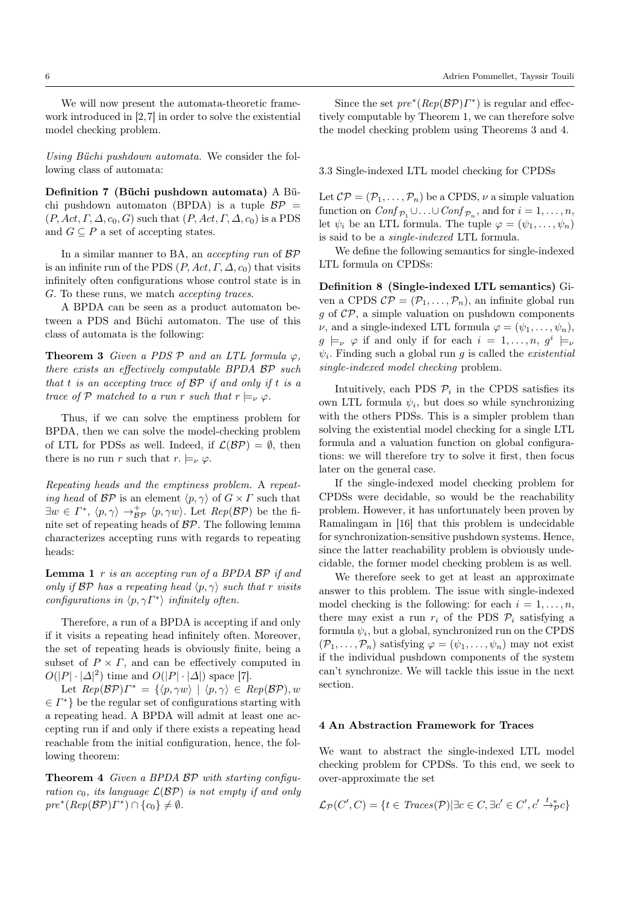We will now present the automata-theoretic framework introduced in [2,7] in order to solve the existential model checking problem.

*Using Büchi pushdown automata.* We consider the following class of automata:

**Definition 7 (Büchi pushdown automata)** A Büchi pushdown automaton (BPDA) is a tuple $\mathcal{BP} = (P, Act, \Gamma, \Delta, c_0, G)$ such that $(P, Act, \Gamma, \Delta, c_0)$ is a PDS and $G \subseteq P$ a set of accepting states.

In a similar manner to BA, an *accepting run* of $\mathcal{BP}$ is an infinite run of the PDS $(P, Act, \Gamma, \Delta, c_0)$ that visits infinitely often configurations whose control state is in $G$. To these runs, we match *accepting traces*.

A BPDA can be seen as a product automaton between a PDS and Büchi automaton. The use of this class of automata is the following:

**Theorem 3** *Given a PDS $\mathcal{P}$ and an LTL formula $\varphi$, there exists an effectively computable BPDA $\mathcal{BP}$ such that $t$ is an accepting trace of $\mathcal{BP}$ if and only if $t$ is a trace of $\mathcal{P}$ matched to a run $r$ such that $r \models_\nu \varphi$.*

Thus, if we can solve the emptiness problem for BPDA, then we can solve the model-checking problem of LTL for PDSs as well. Indeed, if $\mathcal{L}(\mathcal{BP}) = \emptyset$, then there is no run $r$ such that $r. \models_\nu \varphi$.

*Repeating heads and the emptiness problem.* A *repeating head* of $\mathcal{BP}$ is an element $\langle p, \gamma \rangle$ of $G \times \Gamma$ such that $\exists w \in \Gamma^*$, $\langle p, \gamma \rangle \rightarrow^+_{\mathcal{BP}} \langle p, \gamma w \rangle$. Let $Rep(\mathcal{BP})$ be the finite set of repeating heads of $\mathcal{BP}$. The following lemma characterizes accepting runs with regards to repeating heads:

**Lemma 1** *$r$ is an accepting run of a BPDA $\mathcal{BP}$ if and only if $\mathcal{BP}$ has a repeating head $\langle p, \gamma \rangle$ such that $r$ visits configurations in $\langle p, \gamma \Gamma^* \rangle$ infinitely often.*

Therefore, a run of a BPDA is accepting if and only if it visits a repeating head infinitely often. Moreover, the set of repeating heads is obviously finite, being a subset of $P \times \Gamma$, and can be effectively computed in $O(|P| \cdot |\Delta|^2)$ time and $O(|P| \cdot |\Delta|)$ space [7].

Let $Rep(\mathcal{BP})\Gamma^* = \{\langle p, \gamma w \rangle \mid \langle p, \gamma \rangle \in Rep(\mathcal{BP}), w \in \Gamma^*\}$ be the regular set of configurations starting with a repeating head. A BPDA will admit at least one accepting run if and only if there exists a repeating head reachable from the initial configuration, hence, the following theorem:

**Theorem 4** *Given a BPDA $\mathcal{BP}$ with starting configuration $c_0$, its language $\mathcal{L}(\mathcal{BP})$ is not empty if and only $pre^*(Rep(\mathcal{BP})\Gamma^*) \cap \{c_0\} \neq \emptyset$.*

Since the set $pre^*(Rep(\mathcal{BP})\Gamma^*)$ is regular and effectively computable by Theorem 1, we can therefore solve the model checking problem using Theorems 3 and 4.

### 3.3 Single-indexed LTL model checking for CPDSs

Let $\mathcal{CP} = (\mathcal{P}_1, \ldots, \mathcal{P}_n)$ be a CPDS, $\nu$ a simple valuation function on $Conf_{\mathcal{P}_1} \cup \ldots \cup Conf_{\mathcal{P}_n}$, and for $i = 1, \ldots, n$, let $\psi_i$ be an LTL formula. The tuple $\varphi = (\psi_1, \ldots, \psi_n)$ is said to be a *single-indexed* LTL formula.

We define the following semantics for single-indexed LTL formula on CPDSs:

**Definition 8 (Single-indexed LTL semantics)** Given a CPDS $\mathcal{CP} = (\mathcal{P}_1, \ldots, \mathcal{P}_n)$, an infinite global run $g$ of $\mathcal{CP}$, a simple valuation on pushdown components $\nu$, and a single-indexed LTL formula $\varphi = (\psi_1, \ldots, \psi_n)$, $g \models_\nu \varphi$ if and only if for each $i = 1, \ldots, n$, $g^i \models_\nu \psi_i$. Finding such a global run $g$ is called the *existential single-indexed model checking* problem.

Intuitively, each PDS $\mathcal{P}_i$ in the CPDS satisfies its own LTL formula $\psi_i$, but does so while synchronizing with the others PDSs. This is a simpler problem than solving the existential model checking for a single LTL formula and a valuation function on global configurations: we will therefore try to solve it first, then focus later on the general case.

If the single-indexed model checking problem for CPDSs were decidable, so would be the reachability problem. However, it has unfortunately been proven by Ramalingam in [16] that this problem is undecidable for synchronization-sensitive pushdown systems. Hence, since the latter reachability problem is obviously undecidable, the former model checking problem is as well.

We therefore seek to get at least an approximate answer to this problem. The issue with single-indexed model checking is the following: for each $i = 1, \ldots, n$, there may exist a run $r_i$ of the PDS $\mathcal{P}_i$ satisfying a formula $\psi_i$, but a global, synchronized run on the CPDS $(\mathcal{P}_1, \ldots, \mathcal{P}_n)$ satisfying $\varphi = (\psi_1, \ldots, \psi_n)$ may not exist if the individual pushdown components of the system can't synchronize. We will tackle this issue in the next section.

## 4 An Abstraction Framework for Traces

We want to abstract the single-indexed LTL model checking problem for CPDSs. To this end, we seek to over-approximate the set

$$\mathcal{L}_\mathcal{P}(C', C) = \{t \in Traces(\mathcal{P}) | \exists c \in C, \exists c' \in C', c' \xrightarrow{t}{}^*_\mathcal{P} c\}$$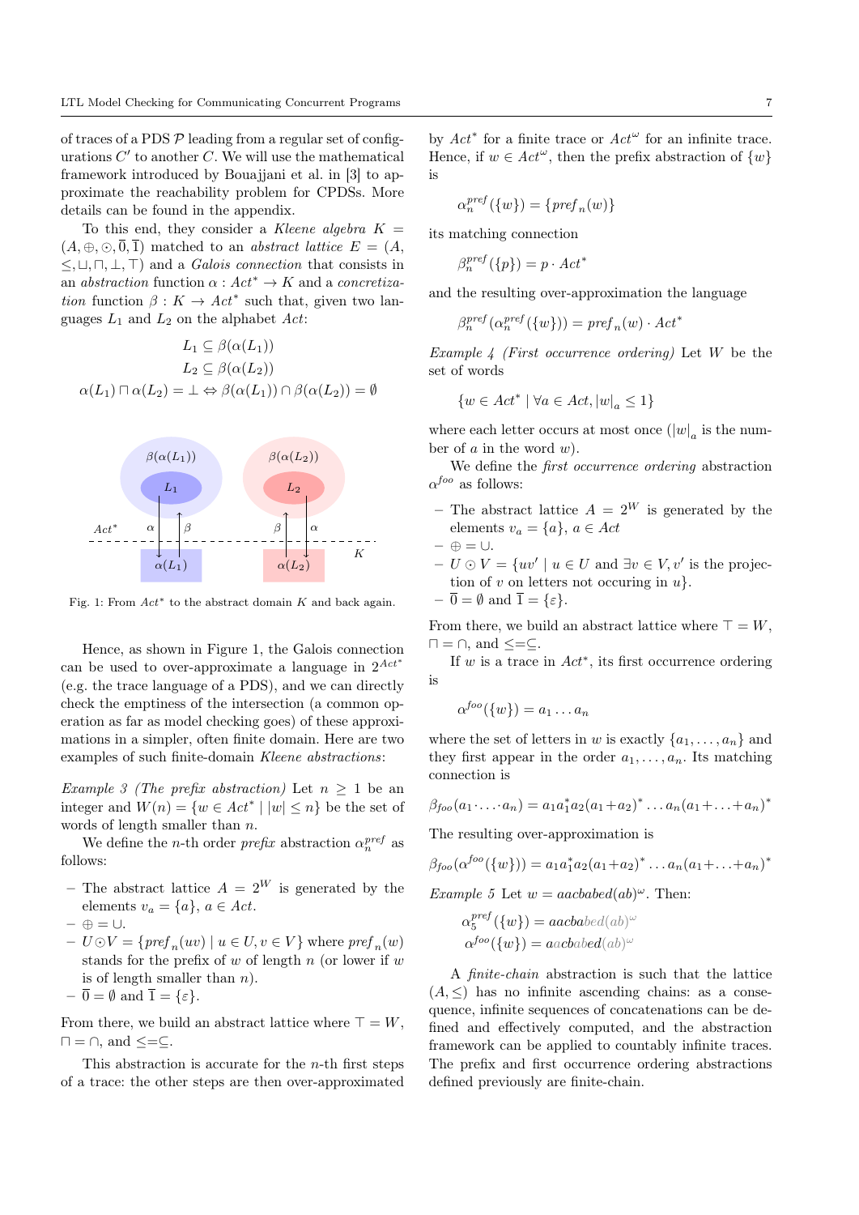of traces of a PDS $\mathcal{P}$ leading from a regular set of configurations $C'$ to another $C$. We will use the mathematical framework introduced by Bouajjani et al. in [3] to approximate the reachability problem for CPDSs. More details can be found in the appendix.

To this end, they consider a *Kleene algebra* $K = (A, \oplus, \odot, \overline{0}, \overline{1})$ matched to an *abstract lattice* $E = (A, \leq, \sqcup, \sqcap, \bot, \top)$ and a *Galois connection* that consists in an *abstraction* function $\alpha : Act^* \to K$ and a *concretization* function $\beta : K \to Act^*$ such that, given two languages $L_1$ and $L_2$ on the alphabet $Act$:

$$L_1 \subseteq \beta(\alpha(L_1))$$
$$L_2 \subseteq \beta(\alpha(L_2))$$
$$\alpha(L_1) \sqcap \alpha(L_2) = \bot \Leftrightarrow \beta(\alpha(L_1)) \cap \beta(\alpha(L_2)) = \emptyset$$

$\beta(\alpha(L_1))$
$L_1$
$\beta(\alpha(L_2))$
$L_2$
$Act^*$
$\alpha$
$\beta$
$\beta$
$\alpha$
$K$
$\alpha(L_1)$
$\alpha(L_2)$

Fig. 1: From $Act^*$ to the abstract domain $K$ and back again.

Hence, as shown in Figure 1, the Galois connection can be used to over-approximate a language in $2^{Act^*}$ (e.g. the trace language of a PDS), and we can directly check the emptiness of the intersection (a common operation as far as model checking goes) of these approximations in a simpler, often finite domain. Here are two examples of such finite-domain *Kleene abstractions*:

*Example 3 (The prefix abstraction)* Let $n \geq 1$ be an integer and $W(n) = \{w \in Act^* \mid |w| \leq n\}$ be the set of words of length smaller than $n$.

We define the $n$-th order *prefix* abstraction $\alpha_n^{pref}$ as follows:

- The abstract lattice $A = 2^W$ is generated by the elements $v_a = \{a\}$, $a \in Act$.
- $\oplus = \cup$.
- $U \odot V = \{pref_n(uv) \mid u \in U, v \in V\}$ where $pref_n(w)$ stands for the prefix of $w$ of length $n$ (or lower if $w$ is of length smaller than $n$).
- $\overline{0} = \emptyset$ and $\overline{1} = \{\varepsilon\}$.

From there, we build an abstract lattice where $\top = W$, $\sqcap = \cap$, and $\leq = \subseteq$.

This abstraction is accurate for the $n$-th first steps of a trace: the other steps are then over-approximated by $Act^*$ for a finite trace or $Act^\omega$ for an infinite trace. Hence, if $w \in Act^\omega$, then the prefix abstraction of $\{w\}$ is

$$\alpha_n^{pref}(\{w\}) = \{pref_n(w)\}$$

its matching connection

$$\beta_n^{pref}(\{p\}) = p \cdot Act^*$$

and the resulting over-approximation the language

$$\beta_n^{pref}(\alpha_n^{pref}(\{w\})) = pref_n(w) \cdot Act^*$$

*Example 4 (First occurrence ordering)* Let $W$ be the set of words

$$\{w \in Act^* \mid \forall a \in Act, |w|_a \leq 1\}$$

where each letter occurs at most once ($|w|_a$ is the number of $a$ in the word $w$).

We define the *first occurrence ordering* abstraction $\alpha^{foo}$ as follows:

- The abstract lattice $A = 2^W$ is generated by the elements $v_a = \{a\}$, $a \in Act$
- $\oplus = \cup$.
- $U \odot V = \{uv' \mid u \in U$ and $\exists v \in V, v'$ is the projection of $v$ on letters not occuring in $u\}$.
- $\overline{0} = \emptyset$ and $\overline{1} = \{\varepsilon\}$.

From there, we build an abstract lattice where $\top = W$, $\sqcap = \cap$, and $\leq = \subseteq$.

If $w$ is a trace in $Act^*$, its first occurrence ordering is

$$\alpha^{foo}(\{w\}) = a_1 \ldots a_n$$

where the set of letters in $w$ is exactly $\{a_1, \ldots, a_n\}$ and they first appear in the order $a_1, \ldots, a_n$. Its matching connection is

$$\beta_{foo}(a_1 \cdot \ldots \cdot a_n) = a_1 a_1^* a_2 (a_1 + a_2)^* \ldots a_n (a_1 + \ldots + a_n)^*$$

The resulting over-approximation is

$$\beta_{foo}(\alpha^{foo}(\{w\})) = a_1 a_1^* a_2 (a_1 + a_2)^* \ldots a_n (a_1 + \ldots + a_n)^*$$

*Example 5* Let $w = aacbabed(ab)^\omega$. Then:

$$\alpha_5^{pref}(\{w\}) = aacbabed(ab)^\omega$$
$$\alpha^{foo}(\{w\}) = aacbabed(ab)^\omega$$

A *finite-chain* abstraction is such that the lattice $(A, \leq)$ has no infinite ascending chains: as a consequence, infinite sequences of concatenations can be defined and effectively computed, and the abstraction framework can be applied to countably infinite traces. The prefix and first occurrence ordering abstractions defined previously are finite-chain.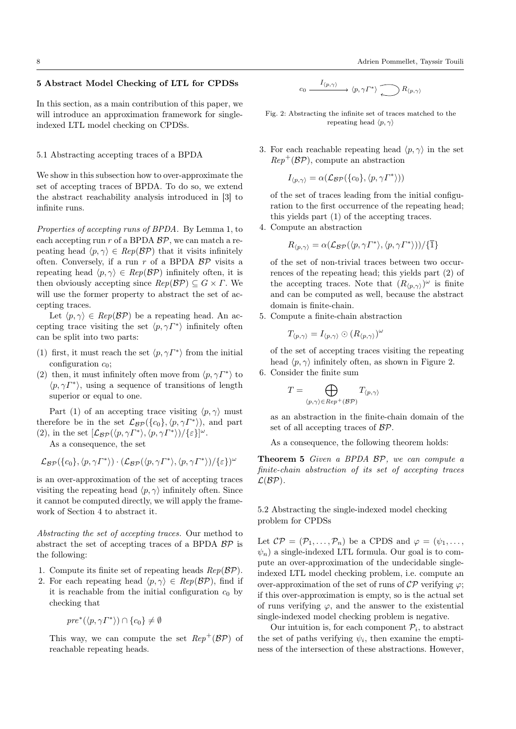### 5 Abstract Model Checking of LTL for CPDSs

In this section, as a main contribution of this paper, we will introduce an approximation framework for single-indexed LTL model checking on CPDSs.

#### 5.1 Abstracting accepting traces of a BPDA

We show in this subsection how to over-approximate the set of accepting traces of BPDA. To do so, we extend the abstract reachability analysis introduced in [3] to infinite runs.

*Properties of accepting runs of BPDA.* By Lemma 1, to each accepting run $r$ of a BPDA $\mathcal{BP}$, we can match a repeating head $\langle p, \gamma \rangle \in Rep(\mathcal{BP})$ that it visits infinitely often. Conversely, if a run $r$ of a BPDA $\mathcal{BP}$ visits a repeating head $\langle p, \gamma \rangle \in Rep(\mathcal{BP})$ infinitely often, it is then obviously accepting since $Rep(\mathcal{BP}) \subseteq G \times \Gamma$. We will use the former property to abstract the set of accepting traces.

Let $\langle p, \gamma \rangle \in Rep(\mathcal{BP})$ be a repeating head. An accepting trace visiting the set $\langle p, \gamma\Gamma^* \rangle$ infinitely often can be split into two parts:

(1) first, it must reach the set $\langle p, \gamma\Gamma^* \rangle$ from the initial configuration $c_0$;
(2) then, it must infinitely often move from $\langle p, \gamma\Gamma^* \rangle$ to $\langle p, \gamma\Gamma^* \rangle$, using a sequence of transitions of length superior or equal to one.

Part (1) of an accepting trace visiting $\langle p, \gamma \rangle$ must therefore be in the set $\mathcal{L}_{\mathcal{BP}}(\{c_0\}, \langle p, \gamma\Gamma^* \rangle)$, and part (2), in the set $[\mathcal{L}_{\mathcal{BP}}(\langle p, \gamma\Gamma^* \rangle, \langle p, \gamma\Gamma^* \rangle)/\{\varepsilon\}]^\omega$.

As a consequence, the set

$$\mathcal{L}_{\mathcal{BP}}(\{c_0\}, \langle p, \gamma\Gamma^* \rangle) \cdot (\mathcal{L}_{\mathcal{BP}}(\langle p, \gamma\Gamma^* \rangle, \langle p, \gamma\Gamma^* \rangle)/\{\varepsilon\})^\omega$$

is an over-approximation of the set of accepting traces visiting the repeating head $\langle p, \gamma \rangle$ infinitely often. Since it cannot be computed directly, we will apply the framework of Section 4 to abstract it.

*Abstracting the set of accepting traces.* Our method to abstract the set of accepting traces of a BPDA $\mathcal{BP}$ is the following:

1. Compute its finite set of repeating heads $Rep(\mathcal{BP})$.
2. For each repeating head $\langle p, \gamma \rangle \in Rep(\mathcal{BP})$, find if it is reachable from the initial configuration $c_0$ by checking that
$$pre^*(\langle p, \gamma\Gamma^* \rangle) \cap \{c_0\} \neq \emptyset$$
This way, we can compute the set $Rep^+(\mathcal{BP})$ of reachable repeating heads.
3. For each reachable repeating head $\langle p, \gamma \rangle$ in the set $Rep^+(\mathcal{BP})$, compute an abstraction
$$I_{\langle p, \gamma \rangle} = \alpha(\mathcal{L}_{\mathcal{BP}}(\{c_0\}, \langle p, \gamma\Gamma^* \rangle))$$
of the set of traces leading from the initial configuration to the first occurrence of the repeating head; this yields part (1) of the accepting traces.
4. Compute an abstraction
$$R_{\langle p, \gamma \rangle} = \alpha(\mathcal{L}_{\mathcal{BP}}(\langle p, \gamma\Gamma^* \rangle, \langle p, \gamma\Gamma^* \rangle))/\{\overline{1}\}$$
of the set of non-trivial traces between two occurrences of the repeating head; this yields part (2) of the accepting traces. Note that $(R_{\langle p, \gamma \rangle})^\omega$ is finite and can be computed as well, because the abstract domain is finite-chain.
5. Compute a finite-chain abstraction
$$T_{\langle p, \gamma \rangle} = I_{\langle p, \gamma \rangle} \odot (R_{\langle p, \gamma \rangle})^\omega$$
of the set of accepting traces visiting the repeating head $\langle p, \gamma \rangle$ infinitely often, as shown in Figure 2.
6. Consider the finite sum
$$T = \bigoplus_{\langle p, \gamma \rangle \in Rep^+(\mathcal{BP})} T_{\langle p, \gamma \rangle}$$
as an abstraction in the finite-chain domain of the set of all accepting traces of $\mathcal{BP}$.

$c_0 \xrightarrow{I_{\langle p, \gamma \rangle}} \langle p, \gamma\Gamma^* \rangle$ $R_{\langle p, \gamma \rangle}$

Fig. 2: Abstracting the infinite set of traces matched to the repeating head $\langle p, \gamma \rangle$

As a consequence, the following theorem holds:

**Theorem 5** *Given a BPDA $\mathcal{BP}$, we can compute a finite-chain abstraction of its set of accepting traces $\mathcal{L}(\mathcal{BP})$.*

#### 5.2 Abstracting the single-indexed model checking problem for CPDSs

Let $\mathcal{CP} = (\mathcal{P}_1, \ldots, \mathcal{P}_n)$ be a CPDS and $\varphi = (\psi_1, \ldots, \psi_n)$ a single-indexed LTL formula. Our goal is to compute an over-approximation of the undecidable single-indexed LTL model checking problem, i.e. compute an over-approximation of the set of runs of $\mathcal{CP}$ verifying $\varphi$; if this over-approximation is empty, so is the actual set of runs verifying $\varphi$, and the answer to the existential single-indexed model checking problem is negative.

Our intuition is, for each component $\mathcal{P}_i$, to abstract the set of paths verifying $\psi_i$, then examine the emptiness of the intersection of these abstractions. However,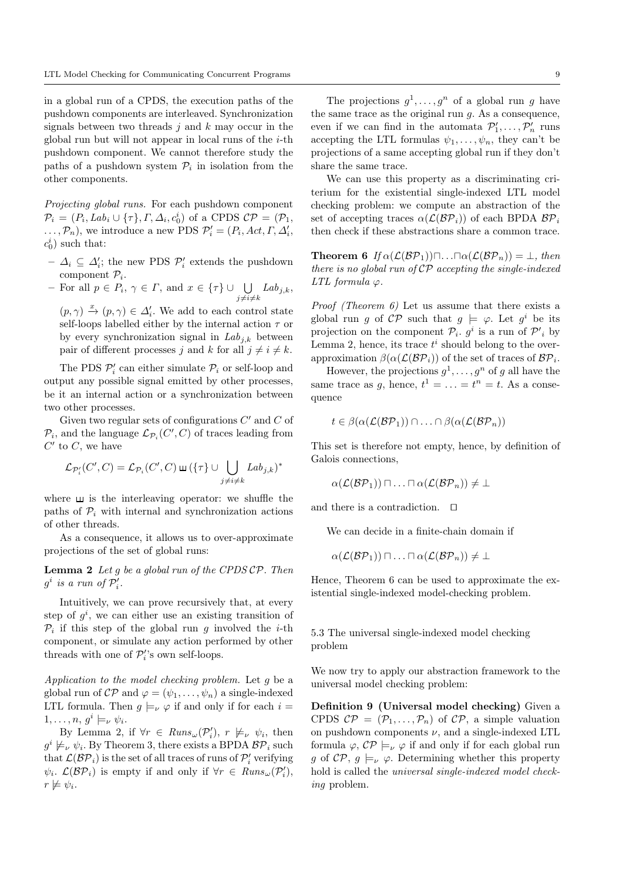in a global run of a CPDS, the execution paths of the pushdown components are interleaved. Synchronization signals between two threads $j$ and $k$ may occur in the global run but will not appear in local runs of the $i$-th pushdown component. We cannot therefore study the paths of a pushdown system $\mathcal{P}_i$ in isolation from the other components.

*Projecting global runs.* For each pushdown component $\mathcal{P}_i = (P_i, Lab_i \cup \{\tau\}, \Gamma, \Delta_i, c_0^i)$ of a CPDS $\mathcal{CP} = (\mathcal{P}_1, \ldots, \mathcal{P}_n)$, we introduce a new PDS $\mathcal{P}'_i = (P_i, Act, \Gamma, \Delta'_i, c_0^i)$ such that:

- $\Delta_i \subseteq \Delta'_i$; the new PDS $\mathcal{P}'_i$ extends the pushdown component $\mathcal{P}_i$.
- For all $p \in P_i$, $\gamma \in \Gamma$, and $x \in \{\tau\} \cup \bigcup_{j \neq i \neq k} Lab_{j,k}$, $(p, \gamma) \xrightarrow{x} (p, \gamma) \in \Delta'_i$. We add to each control state self-loops labelled either by the internal action $\tau$ or by every synchronization signal in $Lab_{j,k}$ between pair of different processes $j$ and $k$ for all $j \neq i \neq k$.

The PDS $\mathcal{P}'_i$ can either simulate $\mathcal{P}_i$ or self-loop and output any possible signal emitted by other processes, be it an internal action or a synchronization between two other processes.

Given two regular sets of configurations $C'$ and $C$ of $\mathcal{P}_i$, and the language $\mathcal{L}_{\mathcal{P}_i}(C', C)$ of traces leading from $C'$ to $C$, we have

$$\mathcal{L}_{\mathcal{P}'_i}(C', C) = \mathcal{L}_{\mathcal{P}_i}(C', C) \sqcup\!\sqcup (\{\tau\} \cup \bigcup_{j \neq i \neq k} Lab_{j,k})^*$$

where $\sqcup\!\sqcup$ is the interleaving operator: we shuffle the paths of $\mathcal{P}_i$ with internal and synchronization actions of other threads.

As a consequence, it allows us to over-approximate projections of the set of global runs:

**Lemma 2** *Let $g$ be a global run of the CPDS $\mathcal{CP}$. Then $g^i$ is a run of $\mathcal{P}'_i$.*

Intuitively, we can prove recursively that, at every step of $g^i$, we can either use an existing transition of $\mathcal{P}_i$ if this step of the global run $g$ involved the $i$-th component, or simulate any action performed by other threads with one of $\mathcal{P}'_i$'s own self-loops.

*Application to the model checking problem.* Let $g$ be a global run of $\mathcal{CP}$ and $\varphi = (\psi_1, \ldots, \psi_n)$ a single-indexed LTL formula. Then $g \models_\nu \varphi$ if and only if for each $i = 1, \ldots, n$, $g^i \models_\nu \psi_i$.

By Lemma 2, if $\forall r \in Runs_\omega(\mathcal{P}'_i)$, $r \not\models_\nu \psi_i$, then $g^i \not\models_\nu \psi_i$. By Theorem 3, there exists a BPDA $\mathcal{BP}_i$ such that $\mathcal{L}(\mathcal{BP}_i)$ is the set of all traces of runs of $\mathcal{P}'_i$ verifying $\psi_i$. $\mathcal{L}(\mathcal{BP}_i)$ is empty if and only if $\forall r \in Runs_\omega(\mathcal{P}'_i)$, $r \not\models \psi_i$.

The projections $g^1, \ldots, g^n$ of a global run $g$ have the same trace as the original run $g$. As a consequence, even if we can find in the automata $\mathcal{P}'_1, \ldots, \mathcal{P}'_n$ runs accepting the LTL formulas $\psi_1, \ldots, \psi_n$, they can't be projections of a same accepting global run if they don't share the same trace.

We can use this property as a discriminating criterium for the existential single-indexed LTL model checking problem: we compute an abstraction of the set of accepting traces $\alpha(\mathcal{L}(\mathcal{BP}_i))$ of each BPDA $\mathcal{BP}_i$ then check if these abstractions share a common trace.

**Theorem 6** *If $\alpha(\mathcal{L}(\mathcal{BP}_1)) \sqcap \ldots \sqcap \alpha(\mathcal{L}(\mathcal{BP}_n)) = \bot$, then there is no global run of $\mathcal{CP}$ accepting the single-indexed LTL formula $\varphi$.*

*Proof (Theorem 6)* Let us assume that there exists a global run $g$ of $\mathcal{CP}$ such that $g \models \varphi$. Let $g^i$ be its projection on the component $\mathcal{P}_i$. $g^i$ is a run of $\mathcal{P}'_i$ by Lemma 2, hence, its trace $t^i$ should belong to the over-approximation $\beta(\alpha(\mathcal{L}(\mathcal{BP}_i))$ of the set of traces of $\mathcal{BP}_i$.

However, the projections $g^1, \ldots, g^n$ of $g$ all have the same trace as $g$, hence, $t^1 = \ldots = t^n = t$. As a consequence

$$t \in \beta(\alpha(\mathcal{L}(\mathcal{BP}_1)) \cap \ldots \cap \beta(\alpha(\mathcal{L}(\mathcal{BP}_n))$$

This set is therefore not empty, hence, by definition of Galois connections,

$$\alpha(\mathcal{L}(\mathcal{BP}_1)) \sqcap \ldots \sqcap \alpha(\mathcal{L}(\mathcal{BP}_n)) \neq \bot$$

and there is a contradiction. $\square$

We can decide in a finite-chain domain if

$$\alpha(\mathcal{L}(\mathcal{BP}_1)) \sqcap \ldots \sqcap \alpha(\mathcal{L}(\mathcal{BP}_n)) \neq \bot$$

Hence, Theorem 6 can be used to approximate the existential single-indexed model-checking problem.

### 5.3 The universal single-indexed model checking problem

We now try to apply our abstraction framework to the universal model checking problem:

**Definition 9 (Universal model checking)** Given a CPDS $\mathcal{CP} = (\mathcal{P}_1, \ldots, \mathcal{P}_n)$ of $\mathcal{CP}$, a simple valuation on pushdown components $\nu$, and a single-indexed LTL formula $\varphi$, $\mathcal{CP} \models_\nu \varphi$ if and only if for each global run $g$ of $\mathcal{CP}$, $g \models_\nu \varphi$. Determining whether this property hold is called the *universal single-indexed model checking* problem.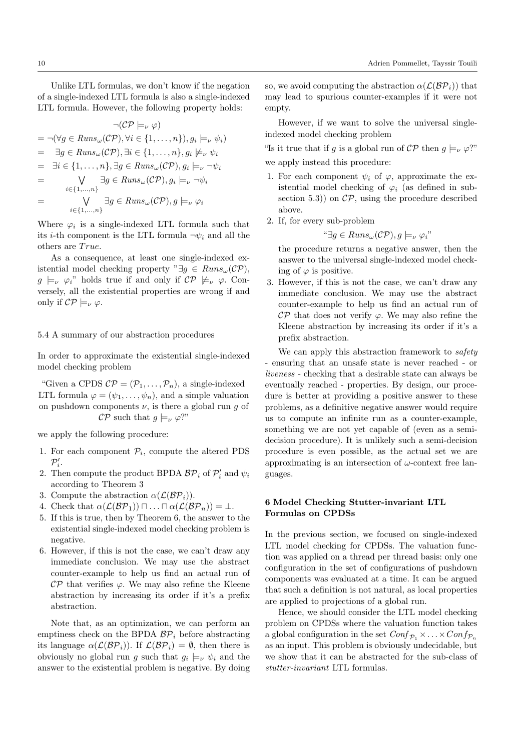Unlike LTL formulas, we don't know if the negation of a single-indexed LTL formula is also a single-indexed LTL formula. However, the following property holds:

$$
\begin{aligned}
& \neg(\mathcal{CP} \models_\nu \varphi) \\
&= \neg(\forall g \in Runs_\omega(\mathcal{CP}), \forall i \in \{1,\ldots,n\}), g_i \models_\nu \psi_i) \\
&= \quad \exists g \in Runs_\omega(\mathcal{CP}), \exists i \in \{1,\ldots,n\}, g_i \not\models_\nu \psi_i \\
&= \quad \exists i \in \{1,\ldots,n\}, \exists g \in Runs_\omega(\mathcal{CP}), g_i \models_\nu \neg\psi_i \\
&= \quad \bigvee_{i \in \{1,\ldots,n\}} \exists g \in Runs_\omega(\mathcal{CP}), g_i \models_\nu \neg\psi_i \\
&= \quad \bigvee_{i \in \{1,\ldots,n\}} \exists g \in Runs_\omega(\mathcal{CP}), g \models_\nu \varphi_i
\end{aligned}
$$

Where $\varphi_i$ is a single-indexed LTL formula such that its $i$-th component is the LTL formula $\neg\psi_i$ and all the others are $True$.

As a consequence, at least one single-indexed existential model checking property "$\exists g \in Runs_\omega(\mathcal{CP})$, $g \models_\nu \varphi_i$" holds true if and only if $\mathcal{CP} \not\models_\nu \varphi$. Conversely, all the existential properties are wrong if and only if $\mathcal{CP} \models_\nu \varphi$.

### 5.4 A summary of our abstraction procedures

In order to approximate the existential single-indexed model checking problem

"Given a CPDS $\mathcal{CP} = (\mathcal{P}_1, \ldots, \mathcal{P}_n)$, a single-indexed LTL formula $\varphi = (\psi_1, \ldots, \psi_n)$, and a simple valuation on pushdown components $\nu$, is there a global run $g$ of $\mathcal{CP}$ such that $g \models_\nu \varphi$?"

we apply the following procedure:

1. For each component $\mathcal{P}_i$, compute the altered PDS $\mathcal{P}'_i$.
2. Then compute the product BPDA $\mathcal{BP}_i$ of $\mathcal{P}'_i$ and $\psi_i$ according to Theorem 3
3. Compute the abstraction $\alpha(\mathcal{L}(\mathcal{BP}_i))$.
4. Check that $\alpha(\mathcal{L}(\mathcal{BP}_1)) \sqcap \ldots \sqcap \alpha(\mathcal{L}(\mathcal{BP}_n)) = \bot$.
5. If this is true, then by Theorem 6, the answer to the existential single-indexed model checking problem is negative.
6. However, if this is not the case, we can't draw any immediate conclusion. We may use the abstract counter-example to help us find an actual run of $\mathcal{CP}$ that verifies $\varphi$. We may also refine the Kleene abstraction by increasing its order if it's a prefix abstraction.

Note that, as an optimization, we can perform an emptiness check on the BPDA $\mathcal{BP}_i$ before abstracting its language $\alpha(\mathcal{L}(\mathcal{BP}_i))$. If $\mathcal{L}(\mathcal{BP}_i) = \emptyset$, then there is obviously no global run $g$ such that $g_i \models_\nu \psi_i$ and the answer to the existential problem is negative. By doing so, we avoid computing the abstraction $\alpha(\mathcal{L}(\mathcal{BP}_i))$ that may lead to spurious counter-examples if it were not empty.

However, if we want to solve the universal single-indexed model checking problem

"Is it true that if $g$ is a global run of $\mathcal{CP}$ then $g \models_\nu \varphi$?"

we apply instead this procedure:

1. For each component $\psi_i$ of $\varphi$, approximate the existential model checking of $\varphi_i$ (as defined in subsection 5.3)) on $\mathcal{CP}$, using the procedure described above.
2. If, for every sub-problem

   "$\exists g \in Runs_\omega(\mathcal{CP}), g \models_\nu \varphi_i$"

   the procedure returns a negative answer, then the answer to the universal single-indexed model checking of $\varphi$ is positive.
3. However, if this is not the case, we can't draw any immediate conclusion. We may use the abstract counter-example to help us find an actual run of $\mathcal{CP}$ that does not verify $\varphi$. We may also refine the Kleene abstraction by increasing its order if it's a prefix abstraction.

We can apply this abstraction framework to *safety* - ensuring that an unsafe state is never reached - or *liveness* - checking that a desirable state can always be eventually reached - properties. By design, our procedure is better at providing a positive answer to these problems, as a definitive negative answer would require us to compute an infinite run as a counter-example, something we are not yet capable of (even as a semi-decision procedure). It is unlikely such a semi-decision procedure is even possible, as the actual set we are approximating is an intersection of $\omega$-context free languages.

## 6 Model Checking Stutter-invariant LTL Formulas on CPDSs

In the previous section, we focused on single-indexed LTL model checking for CPDSs. The valuation function was applied on a thread per thread basis: only one configuration in the set of configurations of pushdown components was evaluated at a time. It can be argued that such a definition is not natural, as local properties are applied to projections of a global run.

Hence, we should consider the LTL model checking problem on CPDSs where the valuation function takes a global configuration in the set $Conf_{\mathcal{P}_1} \times \ldots \times Conf_{\mathcal{P}_n}$ as an input. This problem is obviously undecidable, but we show that it can be abstracted for the sub-class of *stutter-invariant* LTL formulas.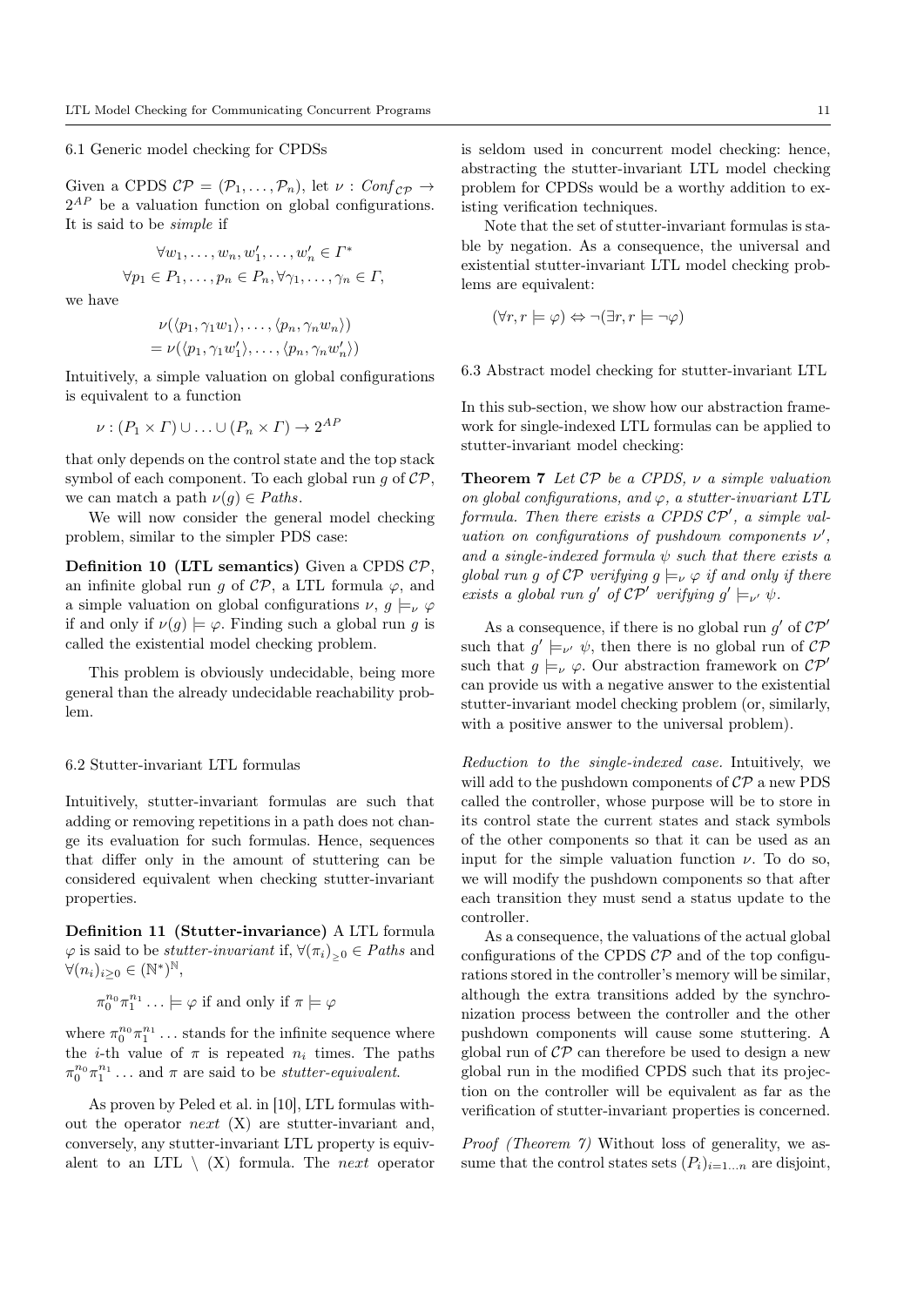### 6.1 Generic model checking for CPDSs

Given a CPDS $\mathcal{CP} = (\mathcal{P}_1, \ldots, \mathcal{P}_n)$, let $\nu : Conf_{\mathcal{CP}} \to 2^{AP}$ be a valuation function on global configurations. It is said to be *simple* if

$$\forall w_1, \ldots, w_n, w'_1, \ldots, w'_n \in \Gamma^*$$
$$\forall p_1 \in P_1, \ldots, p_n \in P_n, \forall \gamma_1, \ldots, \gamma_n \in \Gamma,$$

we have

$$\nu(\langle p_1, \gamma_1 w_1 \rangle, \ldots, \langle p_n, \gamma_n w_n \rangle)$$
$$= \nu(\langle p_1, \gamma_1 w'_1 \rangle, \ldots, \langle p_n, \gamma_n w'_n \rangle)$$

Intuitively, a simple valuation on global configurations is equivalent to a function

$$\nu : (P_1 \times \Gamma) \cup \ldots \cup (P_n \times \Gamma) \to 2^{AP}$$

that only depends on the control state and the top stack symbol of each component. To each global run $g$ of $\mathcal{CP}$, we can match a path $\nu(g) \in Paths$.

We will now consider the general model checking problem, similar to the simpler PDS case:

**Definition 10 (LTL semantics)** Given a CPDS $\mathcal{CP}$, an infinite global run $g$ of $\mathcal{CP}$, a LTL formula $\varphi$, and a simple valuation on global configurations $\nu$, $g \models_\nu \varphi$ if and only if $\nu(g) \models \varphi$. Finding such a global run $g$ is called the existential model checking problem.

This problem is obviously undecidable, being more general than the already undecidable reachability problem.

### 6.2 Stutter-invariant LTL formulas

Intuitively, stutter-invariant formulas are such that adding or removing repetitions in a path does not change its evaluation for such formulas. Hence, sequences that differ only in the amount of stuttering can be considered equivalent when checking stutter-invariant properties.

**Definition 11 (Stutter-invariance)** A LTL formula $\varphi$ is said to be *stutter-invariant* if, $\forall (\pi_i)_{\geq 0} \in Paths$ and $\forall (n_i)_{i \geq 0} \in (\mathbb{N}^*)^{\mathbb{N}}$,

$$\pi_0^{n_0} \pi_1^{n_1} \ldots \models \varphi \text{ if and only if } \pi \models \varphi$$

where $\pi_0^{n_0} \pi_1^{n_1} \ldots$ stands for the infinite sequence where the $i$-th value of $\pi$ is repeated $n_i$ times. The paths $\pi_0^{n_0} \pi_1^{n_1} \ldots$ and $\pi$ are said to be *stutter-equivalent*.

As proven by Peled et al. in [10], LTL formulas without the operator *next* (X) are stutter-invariant and, conversely, any stutter-invariant LTL property is equivalent to an LTL \ (X) formula. The *next* operator is seldom used in concurrent model checking: hence, abstracting the stutter-invariant LTL model checking problem for CPDSs would be a worthy addition to existing verification techniques.

Note that the set of stutter-invariant formulas is stable by negation. As a consequence, the universal and existential stutter-invariant LTL model checking problems are equivalent:

$$(\forall r, r \models \varphi) \Leftrightarrow \neg(\exists r, r \models \neg\varphi)$$

### 6.3 Abstract model checking for stutter-invariant LTL

In this sub-section, we show how our abstraction framework for single-indexed LTL formulas can be applied to stutter-invariant model checking:

**Theorem 7** *Let $\mathcal{CP}$ be a CPDS, $\nu$ a simple valuation on global configurations, and $\varphi$, a stutter-invariant LTL formula. Then there exists a CPDS $\mathcal{CP}'$, a simple valuation on configurations of pushdown components $\nu'$, and a single-indexed formula $\psi$ such that there exists a global run $g$ of $\mathcal{CP}$ verifying $g \models_\nu \varphi$ if and only if there exists a global run $g'$ of $\mathcal{CP}'$ verifying $g' \models_{\nu'} \psi$.*

As a consequence, if there is no global run $g'$ of $\mathcal{CP}'$ such that $g' \models_{\nu'} \psi$, then there is no global run of $\mathcal{CP}$ such that $g \models_\nu \varphi$. Our abstraction framework on $\mathcal{CP}'$ can provide us with a negative answer to the existential stutter-invariant model checking problem (or, similarly, with a positive answer to the universal problem).

*Reduction to the single-indexed case.* Intuitively, we will add to the pushdown components of $\mathcal{CP}$ a new PDS called the controller, whose purpose will be to store in its control state the current states and stack symbols of the other components so that it can be used as an input for the simple valuation function $\nu$. To do so, we will modify the pushdown components so that after each transition they must send a status update to the controller.

As a consequence, the valuations of the actual global configurations of the CPDS $\mathcal{CP}$ and of the top configurations stored in the controller's memory will be similar, although the extra transitions added by the synchronization process between the controller and the other pushdown components will cause some stuttering. A global run of $\mathcal{CP}$ can therefore be used to design a new global run in the modified CPDS such that its projection on the controller will be equivalent as far as the verification of stutter-invariant properties is concerned.

*Proof (Theorem 7)* Without loss of generality, we assume that the control states sets $(P_i)_{i=1\ldots n}$ are disjoint,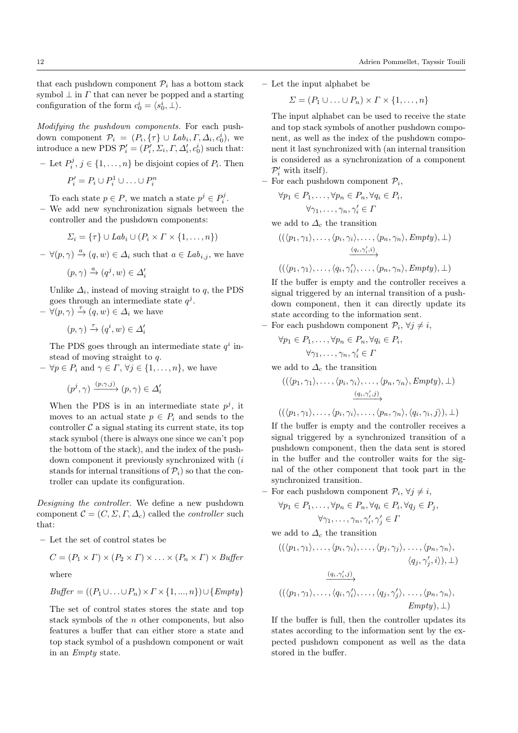that each pushdown component $\mathcal{P}_i$ has a bottom stack symbol $\bot$ in $\Gamma$ that can never be popped and a starting configuration of the form $c_0^i = \langle s_0^i, \bot \rangle$.

*Modifying the pushdown components.* For each pushdown component $\mathcal{P}_i = (P_i, \{\tau\} \cup Lab_i, \Gamma, \Delta_i, c_0^i)$, we introduce a new PDS $\mathcal{P}'_i = (P'_i, \Sigma_i, \Gamma, \Delta'_i, c_0^i)$ such that:

– Let $P_i^j$, $j \in \{1, \ldots, n\}$ be disjoint copies of $P_i$. Then

$$P'_i = P_i \cup P_i^1 \cup \ldots \cup P_i^n$$

To each state $p \in P$, we match a state $p^j \in P_i^j$.

– We add new synchronization signals between the controller and the pushdown components:

$$\Sigma_i = \{\tau\} \cup Lab_i \cup (P_i \times \Gamma \times \{1, \ldots, n\})$$

– $\forall (p, \gamma) \xrightarrow{a} (q, w) \in \Delta_i$ such that $a \in Lab_{i,j}$, we have

$$(p, \gamma) \xrightarrow{a} (q^j, w) \in \Delta'_i$$

Unlike $\Delta_i$, instead of moving straight to $q$, the PDS goes through an intermediate state $q^j$.

– $\forall (p, \gamma) \xrightarrow{\tau} (q, w) \in \Delta_i$ we have

$$(p, \gamma) \xrightarrow{\tau} (q^i, w) \in \Delta'_i$$

The PDS goes through an intermediate state $q^i$ instead of moving straight to $q$.

– $\forall p \in P_i$ and $\gamma \in \Gamma$, $\forall j \in \{1, \ldots, n\}$, we have

$$(p^j, \gamma) \xrightarrow{(p,\gamma,j)} (p, \gamma) \in \Delta'_i$$

When the PDS is in an intermediate state $p^j$, it moves to an actual state $p \in P_i$ and sends to the controller $\mathcal{C}$ a signal stating its current state, its top stack symbol (there is always one since we can't pop the bottom of the stack), and the index of the pushdown component it previously synchronized with ($i$ stands for internal transitions of $\mathcal{P}_i$) so that the controller can update its configuration.

*Designing the controller.* We define a new pushdown component $\mathcal{C} = (C, \Sigma, \Gamma, \Delta_c)$ called the *controller* such that:

– Let the set of control states be

$$C = (P_1 \times \Gamma) \times (P_2 \times \Gamma) \times \ldots \times (P_n \times \Gamma) \times Buffer$$

where

$$Buffer = ((P_1 \cup \ldots \cup P_n) \times \Gamma \times \{1, ..., n\}) \cup \{Empty\}$$

The set of control states stores the state and top stack symbols of the $n$ other components, but also features a buffer that can either store a state and top stack symbol of a pushdown component or wait in an *Empty* state.

– Let the input alphabet be

$$\Sigma = (P_1 \cup \ldots \cup P_n) \times \Gamma \times \{1, \ldots, n\}$$

The input alphabet can be used to receive the state and top stack symbols of another pushdown component, as well as the index of the pushdown component it last synchronized with (an internal transition is considered as a synchronization of a component $\mathcal{P}'_i$ with itself).

– For each pushdown component $\mathcal{P}_i$,

$$\forall p_1 \in P_1, \ldots, \forall p_n \in P_n, \forall q_i \in P_i, \forall \gamma_1, \ldots, \gamma_n, \gamma'_i \in \Gamma$$

we add to $\Delta_c$ the transition

$$((\langle p_1, \gamma_1 \rangle, \ldots, \langle p_i, \gamma_i \rangle, \ldots, \langle p_n, \gamma_n \rangle, Empty), \bot) \xrightarrow{(q_i, \gamma'_i, i)} ((\langle p_1, \gamma_1 \rangle, \ldots, \langle q_i, \gamma'_i \rangle, \ldots, \langle p_n, \gamma_n \rangle, Empty), \bot)$$

If the buffer is empty and the controller receives a signal triggered by an internal transition of a pushdown component, then it can directly update its state according to the information sent.

– For each pushdown component $\mathcal{P}_i$, $\forall j \neq i$,

$$\forall p_1 \in P_1, \ldots, \forall p_n \in P_n, \forall q_i \in P_i, \forall \gamma_1, \ldots, \gamma_n, \gamma'_i \in \Gamma$$

we add to $\Delta_c$ the transition

$$((\langle p_1, \gamma_1 \rangle, \ldots, \langle p_i, \gamma_i \rangle, \ldots, \langle p_n, \gamma_n \rangle, Empty), \bot) \xrightarrow{(q_i, \gamma'_i, j)} ((\langle p_1, \gamma_1 \rangle, \ldots, \langle p_i, \gamma_i \rangle, \ldots, \langle p_n, \gamma_n \rangle, \langle q_i, \gamma_i, j \rangle), \bot)$$

If the buffer is empty and the controller receives a signal triggered by a synchronized transition of a pushdown component, then the data sent is stored in the buffer and the controller waits for the signal of the other component that took part in the synchronized transition.

– For each pushdown component $\mathcal{P}_i$, $\forall j \neq i$,

$$\forall p_1 \in P_1, \ldots, \forall p_n \in P_n, \forall q_i \in P_i, \forall q_j \in P_j, \forall \gamma_1, \ldots, \gamma_n, \gamma'_i, \gamma'_j \in \Gamma$$

we add to $\Delta_c$ the transition

$$((\langle p_1, \gamma_1 \rangle, \ldots, \langle p_i, \gamma_i \rangle, \ldots, \langle p_j, \gamma_j \rangle, \ldots, \langle p_n, \gamma_n \rangle, \langle q_j, \gamma'_j, i \rangle), \bot) \xrightarrow{(q_i, \gamma'_i, j)} ((\langle p_1, \gamma_1 \rangle, \ldots, \langle q_i, \gamma'_i \rangle, \ldots, \langle q_j, \gamma'_j \rangle, \ldots, \langle p_n, \gamma_n \rangle, Empty), \bot)$$

If the buffer is full, then the controller updates its states according to the information sent by the expected pushdown component as well as the data stored in the buffer.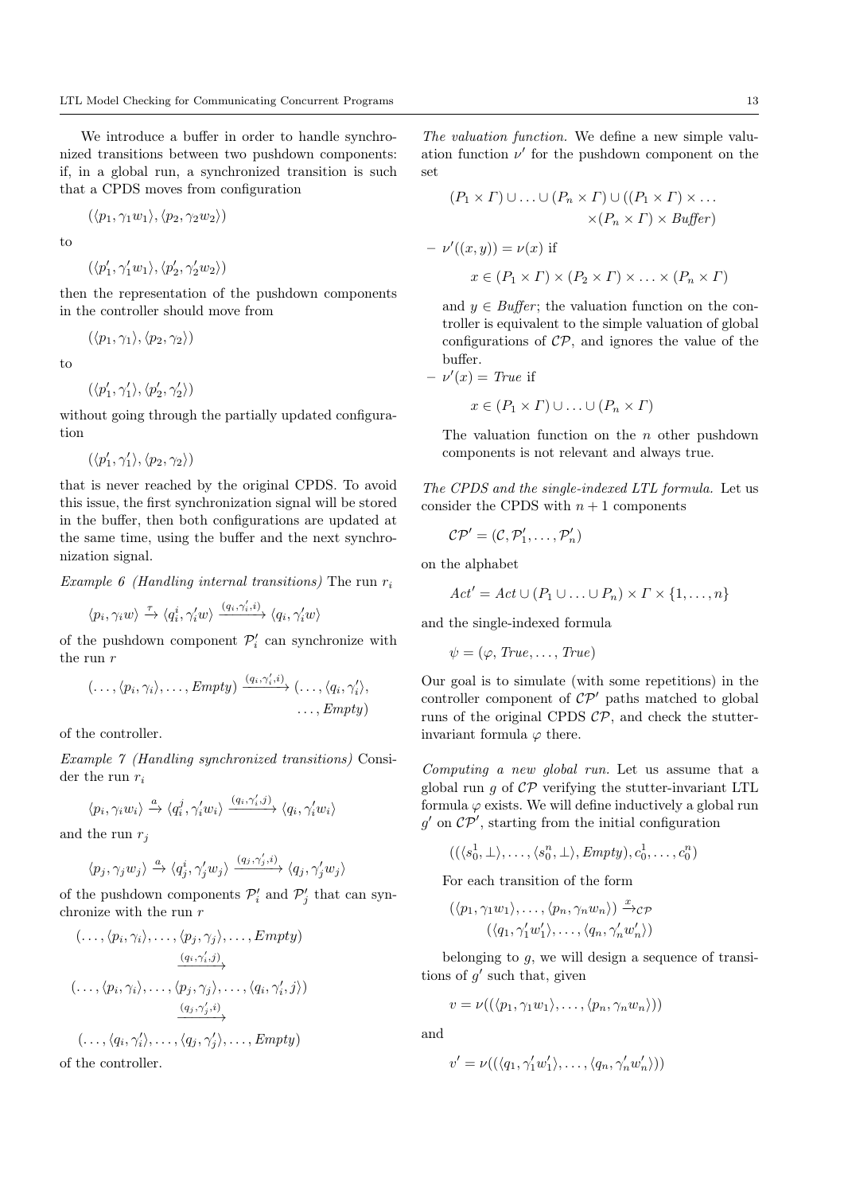We introduce a buffer in order to handle synchronized transitions between two pushdown components: if, in a global run, a synchronized transition is such that a CPDS moves from configuration

$$(\langle p_1, \gamma_1 w_1\rangle, \langle p_2, \gamma_2 w_2\rangle)$$

to

$$(\langle p_1', \gamma_1' w_1\rangle, \langle p_2', \gamma_2' w_2\rangle)$$

then the representation of the pushdown components in the controller should move from

$$(\langle p_1, \gamma_1\rangle, \langle p_2, \gamma_2\rangle)$$

to

$$(\langle p_1', \gamma_1'\rangle, \langle p_2', \gamma_2'\rangle)$$

without going through the partially updated configuration

$$(\langle p_1', \gamma_1'\rangle, \langle p_2, \gamma_2\rangle)$$

that is never reached by the original CPDS. To avoid this issue, the first synchronization signal will be stored in the buffer, then both configurations are updated at the same time, using the buffer and the next synchronization signal.

*Example 6 (Handling internal transitions)* The run $r_i$

$$\langle p_i, \gamma_i w\rangle \xrightarrow{\tau} \langle q_i^i, \gamma_i' w\rangle \xrightarrow{(q_i, \gamma_i', i)} \langle q_i, \gamma_i' w\rangle$$

of the pushdown component $\mathcal{P}_i'$ can synchronize with the run $r$

$$(\ldots, \langle p_i, \gamma_i\rangle, \ldots, Empty) \xrightarrow{(q_i, \gamma_i', i)} (\ldots, \langle q_i, \gamma_i'\rangle, \ldots, Empty)$$

of the controller.

*Example 7 (Handling synchronized transitions)* Consider the run $r_i$

$$\langle p_i, \gamma_i w_i\rangle \xrightarrow{a} \langle q_i^j, \gamma_i' w_i\rangle \xrightarrow{(q_i, \gamma_i', j)} \langle q_i, \gamma_i' w_i\rangle$$

and the run $r_j$

$$\langle p_j, \gamma_j w_j\rangle \xrightarrow{a} \langle q_j^i, \gamma_j' w_j\rangle \xrightarrow{(q_j, \gamma_j', i)} \langle q_j, \gamma_j' w_j\rangle$$

of the pushdown components $\mathcal{P}_i'$ and $\mathcal{P}_j'$ that can synchronize with the run $r$

$$(\ldots, \langle p_i, \gamma_i\rangle, \ldots, \langle p_j, \gamma_j\rangle, \ldots, Empty)$$
$$\xrightarrow{(q_i, \gamma_i', j)}$$
$$(\ldots, \langle p_i, \gamma_i\rangle, \ldots, \langle p_j, \gamma_j\rangle, \ldots, \langle q_i, \gamma_i', j\rangle)$$
$$\xrightarrow{(q_j, \gamma_j', i)}$$
$$(\ldots, \langle q_i, \gamma_i'\rangle, \ldots, \langle q_j, \gamma_j'\rangle, \ldots, Empty)$$

of the controller.

*The valuation function.* We define a new simple valuation function $\nu'$ for the pushdown component on the set

$$(P_1 \times \Gamma) \cup \ldots \cup (P_n \times \Gamma) \cup ((P_1 \times \Gamma) \times \ldots \times (P_n \times \Gamma) \times Buffer)$$

– $\nu'((x, y)) = \nu(x)$ if

$$x \in (P_1 \times \Gamma) \times (P_2 \times \Gamma) \times \ldots \times (P_n \times \Gamma)$$

and $y \in Buffer$; the valuation function on the controller is equivalent to the simple valuation of global configurations of $\mathcal{CP}$, and ignores the value of the buffer.

– $\nu'(x) = True$ if

$$x \in (P_1 \times \Gamma) \cup \ldots \cup (P_n \times \Gamma)$$

The valuation function on the $n$ other pushdown components is not relevant and always true.

*The CPDS and the single-indexed LTL formula.* Let us consider the CPDS with $n+1$ components

$$\mathcal{CP}' = (\mathcal{C}, \mathcal{P}_1', \ldots, \mathcal{P}_n')$$

on the alphabet

$$Act' = Act \cup (P_1 \cup \ldots \cup P_n) \times \Gamma \times \{1, \ldots, n\}$$

and the single-indexed formula

$$\psi = (\varphi, True, \ldots, True)$$

Our goal is to simulate (with some repetitions) in the controller component of $\mathcal{CP}'$ paths matched to global runs of the original CPDS $\mathcal{CP}$, and check the stutter-invariant formula $\varphi$ there.

*Computing a new global run.* Let us assume that a global run $g$ of $\mathcal{CP}$ verifying the stutter-invariant LTL formula $\varphi$ exists. We will define inductively a global run $g'$ on $\mathcal{CP}'$, starting from the initial configuration

$$((\langle s_0^1, \bot\rangle, \ldots, \langle s_0^n, \bot\rangle, Empty), c_0^1, \ldots, c_0^n)$$

For each transition of the form

$$(\langle p_1, \gamma_1 w_1\rangle, \ldots, \langle p_n, \gamma_n w_n\rangle) \xrightarrow{x}_{\mathcal{CP}} (\langle q_1, \gamma_1' w_1'\rangle, \ldots, \langle q_n, \gamma_n' w_n'\rangle)$$

belonging to $g$, we will design a sequence of transitions of $g'$ such that, given

$$v = \nu((\langle p_1, \gamma_1 w_1\rangle, \ldots, \langle p_n, \gamma_n w_n\rangle))$$

and

$$v' = \nu((\langle q_1, \gamma_1' w_1'\rangle, \ldots, \langle q_n, \gamma_n' w_n'\rangle))$$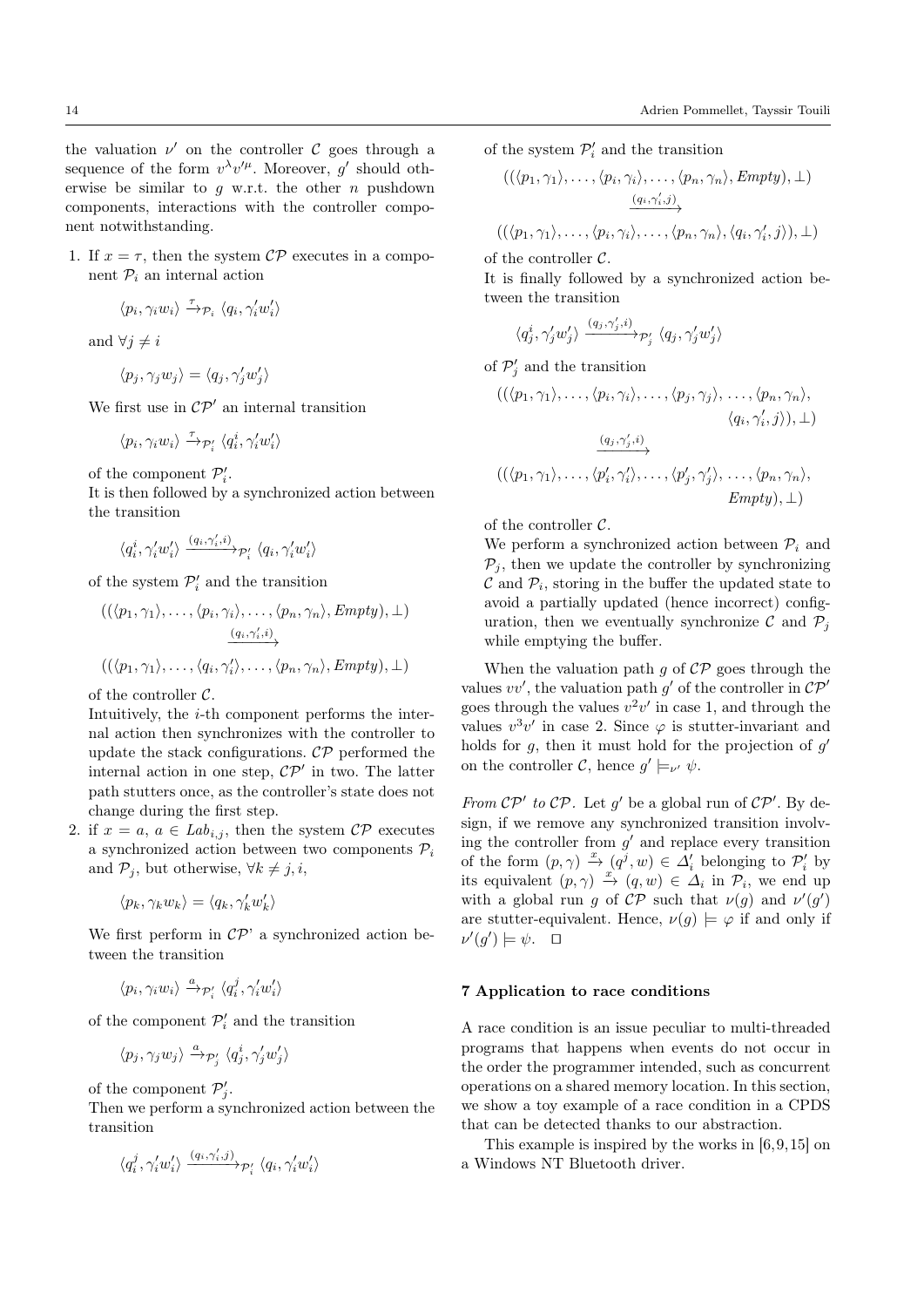the valuation $\nu'$ on the controller $\mathcal{C}$ goes through a sequence of the form $v^\lambda v'^\mu$. Moreover, $g'$ should otherwise be similar to $g$ w.r.t. the other $n$ pushdown components, interactions with the controller component notwithstanding.

1. If $x = \tau$, then the system $\mathcal{CP}$ executes in a component $\mathcal{P}_i$ an internal action

   $$\langle p_i, \gamma_i w_i\rangle \xrightarrow{\tau}_{\mathcal{P}_i} \langle q_i, \gamma'_i w'_i\rangle$$

   and $\forall j \neq i$

   $$\langle p_j, \gamma_j w_j\rangle = \langle q_j, \gamma'_j w'_j\rangle$$

   We first use in $\mathcal{CP}'$ an internal transition

   $$\langle p_i, \gamma_i w_i\rangle \xrightarrow{\tau}_{\mathcal{P}'_i} \langle q_i^i, \gamma'_i w'_i\rangle$$

   of the component $\mathcal{P}'_i$.

   It is then followed by a synchronized action between the transition

   $$\langle q_i^i, \gamma'_i w'_i\rangle \xrightarrow{(q_i,\gamma'_i,i)}_{\mathcal{P}'_i} \langle q_i, \gamma'_i w'_i\rangle$$

   of the system $\mathcal{P}'_i$ and the transition

   $$((\langle p_1, \gamma_1\rangle, \ldots, \langle p_i, \gamma_i\rangle, \ldots, \langle p_n, \gamma_n\rangle, \mathit{Empty}), \bot) \xrightarrow{(q_i,\gamma'_i,i)} ((\langle p_1, \gamma_1\rangle, \ldots, \langle q_i, \gamma'_i\rangle, \ldots, \langle p_n, \gamma_n\rangle, \mathit{Empty}), \bot)$$

   of the controller $\mathcal{C}$.

   Intuitively, the $i$-th component performs the internal action then synchronizes with the controller to update the stack configurations. $\mathcal{CP}$ performed the internal action in one step, $\mathcal{CP}'$ in two. The latter path stutters once, as the controller's state does not change during the first step.

2. if $x = a$, $a \in Lab_{i,j}$, then the system $\mathcal{CP}$ executes a synchronized action between two components $\mathcal{P}_i$ and $\mathcal{P}_j$, but otherwise, $\forall k \neq j, i$,

   $$\langle p_k, \gamma_k w_k\rangle = \langle q_k, \gamma'_k w'_k\rangle$$

   We first perform in $\mathcal{CP}$' a synchronized action between the transition

   $$\langle p_i, \gamma_i w_i\rangle \xrightarrow{a}_{\mathcal{P}'_i} \langle q_i^j, \gamma'_i w'_i\rangle$$

   of the component $\mathcal{P}'_i$ and the transition

   $$\langle p_j, \gamma_j w_j\rangle \xrightarrow{a}_{\mathcal{P}'_j} \langle q_j^i, \gamma'_j w'_j\rangle$$

   of the component $\mathcal{P}'_j$.

   Then we perform a synchronized action between the transition

   $$\langle q_i^j, \gamma'_i w'_i\rangle \xrightarrow{(q_i,\gamma'_i,j)}_{\mathcal{P}'_i} \langle q_i, \gamma'_i w'_i\rangle$$

   of the system $\mathcal{P}'_i$ and the transition

   $$((\langle p_1, \gamma_1\rangle, \ldots, \langle p_i, \gamma_i\rangle, \ldots, \langle p_n, \gamma_n\rangle, \mathit{Empty}), \bot) \xrightarrow{(q_i,\gamma'_i,j)} ((\langle p_1, \gamma_1\rangle, \ldots, \langle p_i, \gamma_i\rangle, \ldots, \langle p_n, \gamma_n\rangle, \langle q_i, \gamma'_i, j\rangle), \bot)$$

   of the controller $\mathcal{C}$.

   It is finally followed by a synchronized action between the transition

   $$\langle q_j^i, \gamma'_j w'_j\rangle \xrightarrow{(q_j,\gamma'_j,i)}_{\mathcal{P}'_j} \langle q_j, \gamma'_j w'_j\rangle$$

   of $\mathcal{P}'_j$ and the transition

   $$((\langle p_1, \gamma_1\rangle, \ldots, \langle p_i, \gamma_i\rangle, \ldots, \langle p_j, \gamma_j\rangle, \ldots, \langle p_n, \gamma_n\rangle, \langle q_i, \gamma'_i, j\rangle), \bot) \xrightarrow{(q_j,\gamma'_j,i)} ((\langle p_1, \gamma_1\rangle, \ldots, \langle p'_i, \gamma'_i\rangle, \ldots, \langle p'_j, \gamma'_j\rangle, \ldots, \langle p_n, \gamma_n\rangle, \mathit{Empty}), \bot)$$

   of the controller $\mathcal{C}$.

   We perform a synchronized action between $\mathcal{P}_i$ and $\mathcal{P}_j$, then we update the controller by synchronizing $\mathcal{C}$ and $\mathcal{P}_i$, storing in the buffer the updated state to avoid a partially updated (hence incorrect) configuration, then we eventually synchronize $\mathcal{C}$ and $\mathcal{P}_j$ while emptying the buffer.

When the valuation path $g$ of $\mathcal{CP}$ goes through the values $vv'$, the valuation path $g'$ of the controller in $\mathcal{CP}'$ goes through the values $v^2v'$ in case 1, and through the values $v^3v'$ in case 2. Since $\varphi$ is stutter-invariant and holds for $g$, then it must hold for the projection of $g'$ on the controller $\mathcal{C}$, hence $g' \models_{\nu'} \psi$.

*From $\mathcal{CP}'$ to $\mathcal{CP}$.* Let $g'$ be a global run of $\mathcal{CP}'$. By design, if we remove any synchronized transition involving the controller from $g'$ and replace every transition of the form $(p, \gamma) \xrightarrow{x} (q^j, w) \in \Delta'_i$ belonging to $\mathcal{P}'_i$ by its equivalent $(p, \gamma) \xrightarrow{x} (q, w) \in \Delta_i$ in $\mathcal{P}_i$, we end up with a global run $g$ of $\mathcal{CP}$ such that $\nu(g)$ and $\nu'(g')$ are stutter-equivalent. Hence, $\nu(g) \models \varphi$ if and only if $\nu'(g') \models \psi$. $\square$

## 7 Application to race conditions

A race condition is an issue peculiar to multi-threaded programs that happens when events do not occur in the order the programmer intended, such as concurrent operations on a shared memory location. In this section, we show a toy example of a race condition in a CPDS that can be detected thanks to our abstraction.

This example is inspired by the works in [6,9,15] on a Windows NT Bluetooth driver.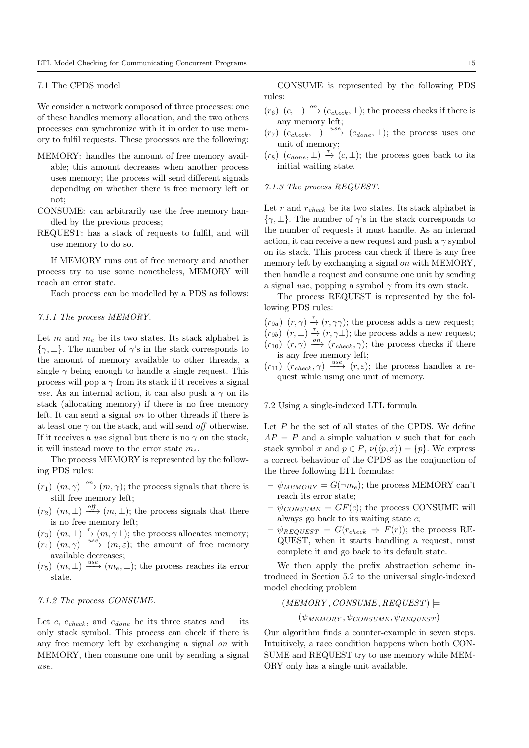### 7.1 The CPDS model

We consider a network composed of three processes: one of these handles memory allocation, and the two others processes can synchronize with it in order to use memory to fulfil requests. These processes are the following:

- MEMORY: handles the amount of free memory available; this amount decreases when another process uses memory; the process will send different signals depending on whether there is free memory left or not;
- CONSUME: can arbitrarily use the free memory handled by the previous process;
- REQUEST: has a stack of requests to fulfil, and will use memory to do so.

If MEMORY runs out of free memory and another process try to use some nonetheless, MEMORY will reach an error state.

Each process can be modelled by a PDS as follows:

#### 7.1.1 The process MEMORY.

Let $m$ and $m_e$ be its two states. Its stack alphabet is $\{\gamma, \bot\}$. The number of $\gamma$'s in the stack corresponds to the amount of memory available to other threads, a single $\gamma$ being enough to handle a single request. This process will pop a $\gamma$ from its stack if it receives a signal *use*. As an internal action, it can also push a $\gamma$ on its stack (allocating memory) if there is no free memory left. It can send a signal *on* to other threads if there is at least one $\gamma$ on the stack, and will send *off* otherwise. If it receives a *use* signal but there is no $\gamma$ on the stack, it will instead move to the error state $m_e$.

The process MEMORY is represented by the following PDS rules:

- $(r_1)$ $(m, \gamma) \xrightarrow{on} (m, \gamma)$; the process signals that there is still free memory left;
- $(r_2)$ $(m, \bot) \xrightarrow{off} (m, \bot)$; the process signals that there is no free memory left;
- $(r_3)$ $(m, \bot) \xrightarrow{\tau} (m, \gamma\bot)$; the process allocates memory;
- $(r_4)$ $(m, \gamma) \xrightarrow{use} (m, \varepsilon)$; the amount of free memory available decreases;
- $(r_5)$ $(m, \bot) \xrightarrow{use} (m_e, \bot)$; the process reaches its error state.

#### 7.1.2 The process CONSUME.

Let $c$, $c_{check}$, and $c_{done}$ be its three states and $\bot$ its only stack symbol. This process can check if there is any free memory left by exchanging a signal *on* with MEMORY, then consume one unit by sending a signal *use*.

CONSUME is represented by the following PDS rules:

- $(r_6)$ $(c, \bot) \xrightarrow{on} (c_{check}, \bot)$; the process checks if there is any memory left;
- $(r_7)$ $(c_{check}, \bot) \xrightarrow{use} (c_{done}, \bot)$; the process uses one unit of memory;
- $(r_8)$ $(c_{done}, \bot) \xrightarrow{\tau} (c, \bot)$; the process goes back to its initial waiting state.

#### 7.1.3 The process REQUEST.

Let $r$ and $r_{check}$ be its two states. Its stack alphabet is $\{\gamma, \bot\}$. The number of $\gamma$'s in the stack corresponds to the number of requests it must handle. As an internal action, it can receive a new request and push a $\gamma$ symbol on its stack. This process can check if there is any free memory left by exchanging a signal *on* with MEMORY, then handle a request and consume one unit by sending a signal *use*, popping a symbol $\gamma$ from its own stack.

The process REQUEST is represented by the following PDS rules:

- $(r_{9a})$ $(r, \gamma) \xrightarrow{\tau} (r, \gamma\gamma)$; the process adds a new request;
- $(r_{9b})$ $(r, \bot) \xrightarrow{\tau} (r, \gamma\bot)$; the process adds a new request;
- $(r_{10})$ $(r, \gamma) \xrightarrow{on} (r_{check}, \gamma)$; the process checks if there is any free memory left;
- $(r_{11})$ $(r_{check}, \gamma) \xrightarrow{use} (r, \varepsilon)$; the process handles a request while using one unit of memory.

### 7.2 Using a single-indexed LTL formula

Let $P$ be the set of all states of the CPDS. We define $AP = P$ and a simple valuation $\nu$ such that for each stack symbol $x$ and $p \in P$, $\nu(\langle p, x \rangle) = \{p\}$. We express a correct behaviour of the CPDS as the conjunction of the three following LTL formulas:

- $\psi_{MEMORY} = G(\neg m_e)$; the process MEMORY can't reach its error state;
- $\psi_{CONSUME} = GF(c)$; the process CONSUME will always go back to its waiting state $c$;
- $\psi_{REQUEST} = G(r_{check} \Rightarrow F(r))$; the process REQUEST, when it starts handling a request, must complete it and go back to its default state.

We then apply the prefix abstraction scheme introduced in Section 5.2 to the universal single-indexed model checking problem

$$(MEMORY, CONSUME, REQUEST) \models (\psi_{MEMORY}, \psi_{CONSUME}, \psi_{REQUEST})$$

Our algorithm finds a counter-example in seven steps. Intuitively, a race condition happens when both CONSUME and REQUEST try to use memory while MEMORY only has a single unit available.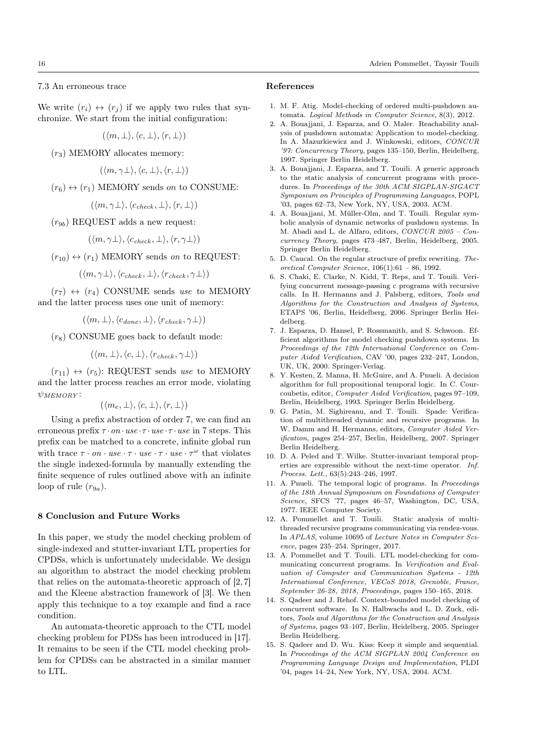### 7.3 An erroneous trace

We write $(r_i) \leftrightarrow (r_j)$ if we apply two rules that synchronize. We start from the initial configuration:

$$(\langle m, \bot \rangle, \langle c, \bot \rangle, \langle r, \bot \rangle)$$

$(r_3)$ MEMORY allocates memory:

$$(\langle m, \gamma\bot \rangle, \langle c, \bot \rangle, \langle r, \bot \rangle)$$

$(r_6) \leftrightarrow (r_1)$ MEMORY sends *on* to CONSUME:

$$(\langle m, \gamma\bot \rangle, \langle c_{check}, \bot \rangle, \langle r, \bot \rangle)$$

$(r_{9b})$ REQUEST adds a new request:

$$(\langle m, \gamma\bot \rangle, \langle c_{check}, \bot \rangle, \langle r, \gamma\bot \rangle)$$

$(r_{10}) \leftrightarrow (r_1)$ MEMORY sends *on* to REQUEST:

$$(\langle m, \gamma\bot \rangle, \langle c_{check}, \bot \rangle, \langle r_{check}, \gamma\bot \rangle)$$

$(r_7) \leftrightarrow (r_4)$ CONSUME sends *use* to MEMORY and the latter process uses one unit of memory:

$$(\langle m, \bot \rangle, \langle c_{done}, \bot \rangle, \langle r_{check}, \gamma\bot \rangle)$$

$(r_8)$ CONSUME goes back to default mode:

$$(\langle m, \bot \rangle, \langle c, \bot \rangle, \langle r_{check}, \gamma\bot \rangle)$$

$(r_{11}) \leftrightarrow (r_5)$: REQUEST sends *use* to MEMORY and the latter process reaches an error mode, violating $\psi_{MEMORY}$:

$$(\langle m_e, \bot \rangle, \langle c, \bot \rangle, \langle r, \bot \rangle)$$

Using a prefix abstraction of order 7, we can find an erroneous prefix $\tau \cdot on \cdot use \cdot \tau \cdot use \cdot \tau \cdot use$ in 7 steps. This prefix can be matched to a concrete, infinite global run with trace $\tau \cdot on \cdot use \cdot \tau \cdot use \cdot \tau \cdot use \cdot \tau^\omega$ that violates the single indexed-formula by manually extending the finite sequence of rules outlined above with an infinite loop of rule $(r_{9a})$.

## 8 Conclusion and Future Works

In this paper, we study the model checking problem of single-indexed and stutter-invariant LTL properties for CPDSs, which is unfortunately undecidable. We design an algorithm to abstract the model checking problem that relies on the automata-theoretic approach of [2, 7] and the Kleene abstraction framework of [3]. We then apply this technique to a toy example and find a race condition.

An automata-theoretic approach to the CTL model checking problem for PDSs has been introduced in [17]. It remains to be seen if the CTL model checking problem for CPDSs can be abstracted in a similar manner to LTL.

## References

1. M. F. Atig. Model-checking of ordered multi-pushdown automata. *Logical Methods in Computer Science*, 8(3), 2012.
2. A. Bouajjani, J. Esparza, and O. Maler. Reachability analysis of pushdown automata: Application to model-checking. In A. Mazurkiewicz and J. Winkowski, editors, *CONCUR '97: Concurrency Theory*, pages 135–150, Berlin, Heidelberg, 1997. Springer Berlin Heidelberg.
3. A. Bouajjani, J. Esparza, and T. Touili. A generic approach to the static analysis of concurrent programs with procedures. In *Proceedings of the 30th ACM SIGPLAN-SIGACT Symposium on Principles of Programming Languages*, POPL '03, pages 62–73, New York, NY, USA, 2003. ACM.
4. A. Bouajjani, M. Müller-Olm, and T. Touili. Regular symbolic analysis of dynamic networks of pushdown systems. In M. Abadi and L. de Alfaro, editors, *CONCUR 2005 – Concurrency Theory*, pages 473–487, Berlin, Heidelberg, 2005. Springer Berlin Heidelberg.
5. D. Caucal. On the regular structure of prefix rewriting. *Theoretical Computer Science*, 106(1):61 – 86, 1992.
6. S. Chaki, E. Clarke, N. Kidd, T. Reps, and T. Touili. Verifying concurrent message-passing c programs with recursive calls. In H. Hermanns and J. Palsberg, editors, *Tools and Algorithms for the Construction and Analysis of Systems*, ETAPS '06, Berlin, Heidelberg, 2006. Springer Berlin Heidelberg.
7. J. Esparza, D. Hansel, P. Rossmanith, and S. Schwoon. Efficient algorithms for model checking pushdown systems. In *Proceedings of the 12th International Conference on Computer Aided Verification*, CAV '00, pages 232–247, London, UK, UK, 2000. Springer-Verlag.
8. Y. Kesten, Z. Manna, H. McGuire, and A. Pnueli. A decision algorithm for full propositional temporal logic. In C. Courcoubetis, editor, *Computer Aided Verification*, pages 97–109, Berlin, Heidelberg, 1993. Springer Berlin Heidelberg.
9. G. Patin, M. Sighireanu, and T. Touili. Spade: Verification of multithreaded dynamic and recursive programs. In W. Damm and H. Hermanns, editors, *Computer Aided Verification*, pages 254–257, Berlin, Heidelberg, 2007. Springer Berlin Heidelberg.
10. D. A. Peled and T. Wilke. Stutter-invariant temporal properties are expressible without the next-time operator. *Inf. Process. Lett.*, 63(5):243–246, 1997.
11. A. Pnueli. The temporal logic of programs. In *Proceedings of the 18th Annual Symposium on Foundations of Computer Science*, SFCS '77, pages 46–57, Washington, DC, USA, 1977. IEEE Computer Society.
12. A. Pommellet and T. Touili. Static analysis of multithreaded recursive programs communicating via rendez-vous. In *APLAS*, volume 10695 of *Lecture Notes in Computer Science*, pages 235–254. Springer, 2017.
13. A. Pommellet and T. Touili. LTL model-checking for communicating concurrent programs. In *Verification and Evaluation of Computer and Communication Systems - 12th International Conference, VECoS 2018, Grenoble, France, September 26-28, 2018, Proceedings*, pages 150–165, 2018.
14. S. Qadeer and J. Rehof. Context-bounded model checking of concurrent software. In N. Halbwachs and L. D. Zuck, editors, *Tools and Algorithms for the Construction and Analysis of Systems*, pages 93–107, Berlin, Heidelberg, 2005. Springer Berlin Heidelberg.
15. S. Qadeer and D. Wu. Kiss: Keep it simple and sequential. In *Proceedings of the ACM SIGPLAN 2004 Conference on Programming Language Design and Implementation*, PLDI '04, pages 14–24, New York, NY, USA, 2004. ACM.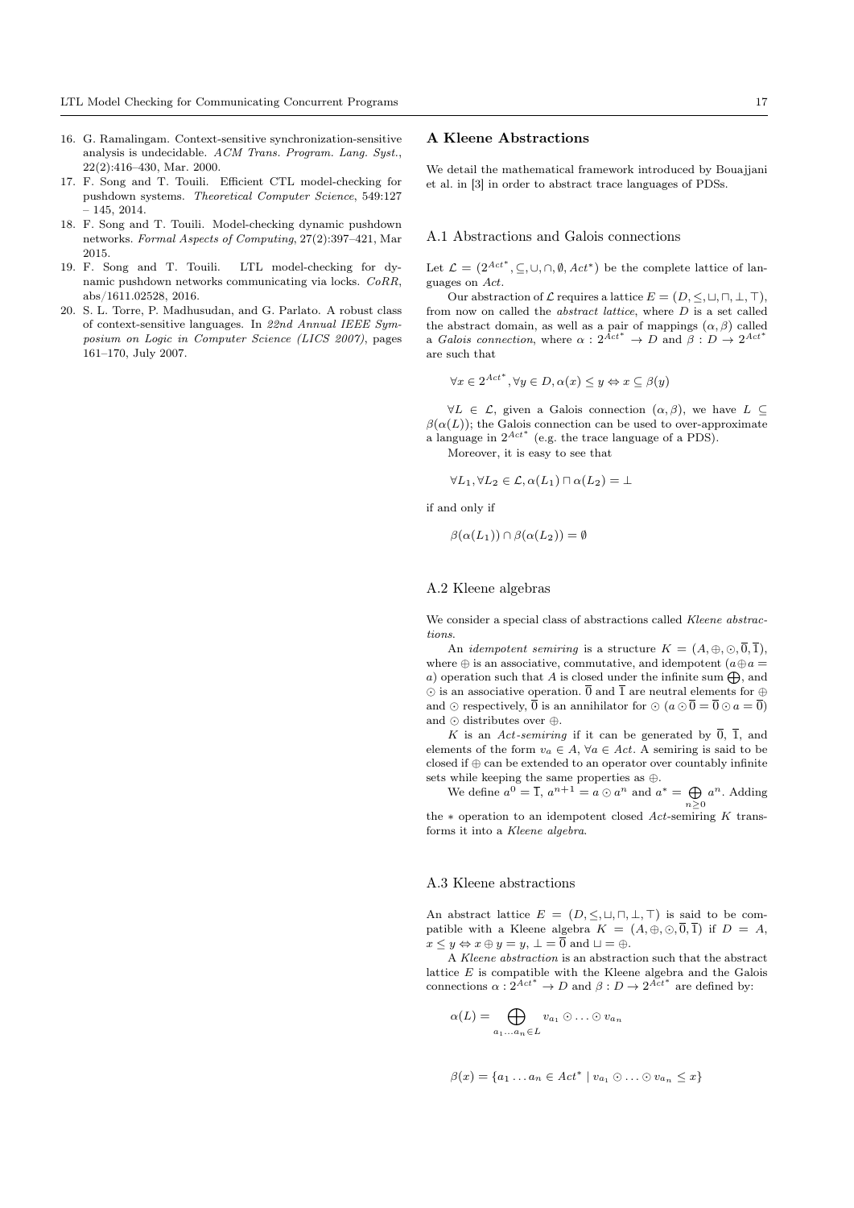16. G. Ramalingam. Context-sensitive synchronization-sensitive analysis is undecidable. *ACM Trans. Program. Lang. Syst.*, 22(2):416–430, Mar. 2000.
17. F. Song and T. Touili. Efficient CTL model-checking for pushdown systems. *Theoretical Computer Science*, 549:127 – 145, 2014.
18. F. Song and T. Touili. Model-checking dynamic pushdown networks. *Formal Aspects of Computing*, 27(2):397–421, Mar 2015.
19. F. Song and T. Touili. LTL model-checking for dynamic pushdown networks communicating via locks. *CoRR*, abs/1611.02528, 2016.
20. S. L. Torre, P. Madhusudan, and G. Parlato. A robust class of context-sensitive languages. In *22nd Annual IEEE Symposium on Logic in Computer Science (LICS 2007)*, pages 161–170, July 2007.

# A Kleene Abstractions

We detail the mathematical framework introduced by Bouajjani et al. in [3] in order to abstract trace languages of PDSs.

## A.1 Abstractions and Galois connections

Let $\mathcal{L} = (2^{Act^*}, \subseteq, \cup, \cap, \emptyset, Act^*)$ be the complete lattice of languages on $Act$.

Our abstraction of $\mathcal{L}$ requires a lattice $E = (D, \leq, \sqcup, \sqcap, \bot, \top)$, from now on called the *abstract lattice*, where $D$ is a set called the abstract domain, as well as a pair of mappings $(\alpha, \beta)$ called a *Galois connection*, where $\alpha : 2^{Act^*} \to D$ and $\beta : D \to 2^{Act^*}$ are such that

$$\forall x \in 2^{Act^*}, \forall y \in D, \alpha(x) \leq y \Leftrightarrow x \subseteq \beta(y)$$

$\forall L \in \mathcal{L}$, given a Galois connection $(\alpha, \beta)$, we have $L \subseteq \beta(\alpha(L))$; the Galois connection can be used to over-approximate a language in $2^{Act^*}$ (e.g. the trace language of a PDS).

Moreover, it is easy to see that

$$\forall L_1, \forall L_2 \in \mathcal{L}, \alpha(L_1) \sqcap \alpha(L_2) = \bot$$

if and only if

$$\beta(\alpha(L_1)) \cap \beta(\alpha(L_2)) = \emptyset$$

## A.2 Kleene algebras

We consider a special class of abstractions called *Kleene abstractions*.

An *idempotent semiring* is a structure $K = (A, \oplus, \odot, \overline{0}, \overline{1})$, where $\oplus$ is an associative, commutative, and idempotent ($a \oplus a = a$) operation such that $A$ is closed under the infinite sum $\bigoplus$, and $\odot$ is an associative operation. $\overline{0}$ and $\overline{1}$ are neutral elements for $\oplus$ and $\odot$ respectively, $\overline{0}$ is an annihilator for $\odot$ ($a \odot \overline{0} = \overline{0} \odot a = \overline{0}$) and $\odot$ distributes over $\oplus$.

$K$ is an *Act-semiring* if it can be generated by $\overline{0}$, $\overline{1}$, and elements of the form $v_a \in A$, $\forall a \in Act$. A semiring is said to be closed if $\oplus$ can be extended to an operator over countably infinite sets while keeping the same properties as $\oplus$.

We define $a^0 = \overline{1}$, $a^{n+1} = a \odot a^n$ and $a^* = \bigoplus_{n \geq 0} a^n$. Adding the $*$ operation to an idempotent closed *Act*-semiring $K$ transforms it into a *Kleene algebra*.

## A.3 Kleene abstractions

An abstract lattice $E = (D, \leq, \sqcup, \sqcap, \bot, \top)$ is said to be compatible with a Kleene algebra $K = (A, \oplus, \odot, \overline{0}, \overline{1})$ if $D = A$, $x \leq y \Leftrightarrow x \oplus y = y$, $\bot = \overline{0}$ and $\sqcup = \oplus$.

A *Kleene abstraction* is an abstraction such that the abstract lattice $E$ is compatible with the Kleene algebra and the Galois connections $\alpha : 2^{Act^*} \to D$ and $\beta : D \to 2^{Act^*}$ are defined by:

$$\alpha(L) = \bigoplus_{a_1 \ldots a_n \in L} v_{a_1} \odot \ldots \odot v_{a_n}$$

$$\beta(x) = \{a_1 \ldots a_n \in Act^* \mid v_{a_1} \odot \ldots \odot v_{a_n} \leq x\}$$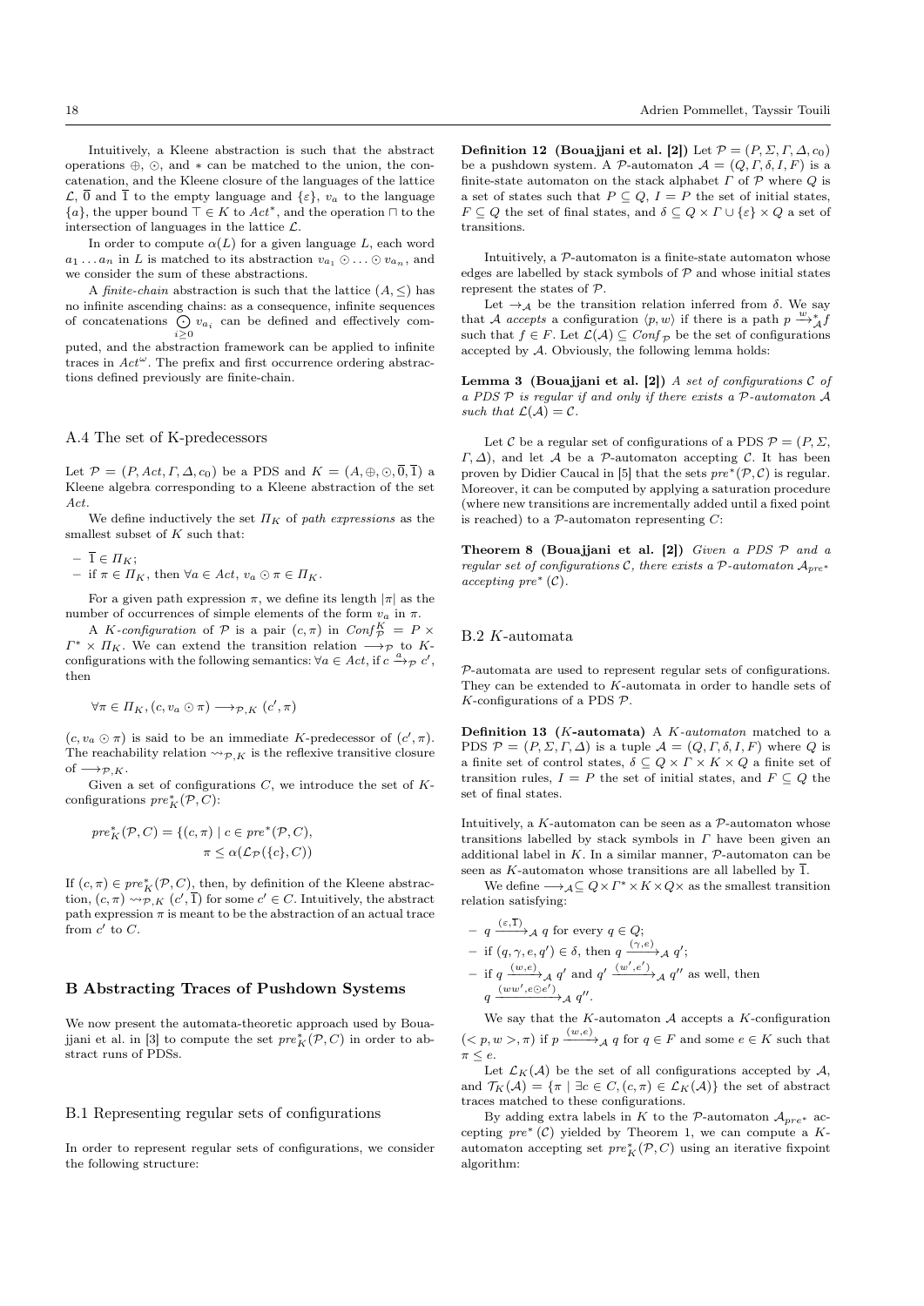Intuitively, a Kleene abstraction is such that the abstract operations $\oplus$, $\odot$, and $*$ can be matched to the union, the concatenation, and the Kleene closure of the languages of the lattice $\mathcal{L}$, $\overline{0}$ and $\overline{1}$ to the empty language and $\{\varepsilon\}$, $v_a$ to the language $\{a\}$, the upper bound $\top \in K$ to $Act^*$, and the operation $\sqcap$ to the intersection of languages in the lattice $\mathcal{L}$.

In order to compute $\alpha(L)$ for a given language $L$, each word $a_1 \ldots a_n$ in $L$ is matched to its abstraction $v_{a_1} \odot \ldots \odot v_{a_n}$, and we consider the sum of these abstractions.

A *finite-chain* abstraction is such that the lattice $(A, \leq)$ has no infinite ascending chains: as a consequence, infinite sequences of concatenations $\bigodot_{i \geq 0} v_{a_i}$ can be defined and effectively computed, and the abstraction framework can be applied to infinite traces in $Act^\omega$. The prefix and first occurrence ordering abstractions defined previously are finite-chain.

### A.4 The set of K-predecessors

Let $\mathcal{P} = (P, Act, \Gamma, \Delta, c_0)$ be a PDS and $K = (A, \oplus, \odot, \overline{0}, \overline{1})$ a Kleene algebra corresponding to a Kleene abstraction of the set $Act$.

We define inductively the set $\Pi_K$ of *path expressions* as the smallest subset of $K$ such that:

- $\overline{1} \in \Pi_K$;
- if $\pi \in \Pi_K$, then $\forall a \in Act$, $v_a \odot \pi \in \Pi_K$.

For a given path expression $\pi$, we define its length $|\pi|$ as the number of occurrences of simple elements of the form $v_a$ in $\pi$.

A *K-configuration* of $\mathcal{P}$ is a pair $(c, \pi)$ in $Conf_{\mathcal{P}}^K = P \times \Gamma^* \times \Pi_K$. We can extend the transition relation $\longrightarrow_{\mathcal{P}}$ to K-configurations with the following semantics: $\forall a \in Act$, if $c \xrightarrow{a}_{\mathcal{P}} c'$, then

$$\forall \pi \in \Pi_K, (c, v_a \odot \pi) \longrightarrow_{\mathcal{P},K} (c', \pi)$$

$(c, v_a \odot \pi)$ is said to be an immediate $K$-predecessor of $(c', \pi)$. The reachability relation $\rightsquigarrow_{\mathcal{P},K}$ is the reflexive transitive closure of $\longrightarrow_{\mathcal{P},K}$.

Given a set of configurations $C$, we introduce the set of K-configurations $pre_K^*(\mathcal{P}, C)$:

$$pre_K^*(\mathcal{P}, C) = \{(c, \pi) \mid c \in pre^*(\mathcal{P}, C), \\ \pi \leq \alpha(\mathcal{L}_{\mathcal{P}}(\{c\}, C))$$

If $(c, \pi) \in pre_K^*(\mathcal{P}, C)$, then, by definition of the Kleene abstraction, $(c, \pi) \rightsquigarrow_{\mathcal{P},K} (c', \overline{1})$ for some $c' \in C$. Intuitively, the abstract path expression $\pi$ is meant to be the abstraction of an actual trace from $c'$ to $C$.

## B Abstracting Traces of Pushdown Systems

We now present the automata-theoretic approach used by Bouajjani et al. in [3] to compute the set $pre_K^*(\mathcal{P}, C)$ in order to abstract runs of PDSs.

### B.1 Representing regular sets of configurations

In order to represent regular sets of configurations, we consider the following structure:

**Definition 12 (Bouajjani et al. [2])** Let $\mathcal{P} = (P, \Sigma, \Gamma, \Delta, c_0)$ be a pushdown system. A $\mathcal{P}$-automaton $\mathcal{A} = (Q, \Gamma, \delta, I, F)$ is a finite-state automaton on the stack alphabet $\Gamma$ of $\mathcal{P}$ where $Q$ is a set of states such that $P \subseteq Q$, $I = P$ the set of initial states, $F \subseteq Q$ the set of final states, and $\delta \subseteq Q \times \Gamma \cup \{\varepsilon\} \times Q$ a set of transitions.

Intuitively, a $\mathcal{P}$-automaton is a finite-state automaton whose edges are labelled by stack symbols of $\mathcal{P}$ and whose initial states represent the states of $\mathcal{P}$.

Let $\rightarrow_{\mathcal{A}}$ be the transition relation inferred from $\delta$. We say that $\mathcal{A}$ *accepts* a configuration $\langle p, w \rangle$ if there is a path $p \xrightarrow{w}^*_{\mathcal{A}} f$ such that $f \in F$. Let $\mathcal{L}(\mathcal{A}) \subseteq Conf_{\mathcal{P}}$ be the set of configurations accepted by $\mathcal{A}$. Obviously, the following lemma holds:

**Lemma 3 (Bouajjani et al. [2])** *A set of configurations $\mathcal{C}$ of a PDS $\mathcal{P}$ is regular if and only if there exists a $\mathcal{P}$-automaton $\mathcal{A}$ such that $\mathcal{L}(\mathcal{A}) = \mathcal{C}$.*

Let $\mathcal{C}$ be a regular set of configurations of a PDS $\mathcal{P} = (P, \Sigma, \Gamma, \Delta)$, and let $\mathcal{A}$ be a $\mathcal{P}$-automaton accepting $\mathcal{C}$. It has been proven by Didier Caucal in [5] that the sets $pre^*(\mathcal{P}, \mathcal{C})$ is regular. Moreover, it can be computed by applying a saturation procedure (where new transitions are incrementally added until a fixed point is reached) to a $\mathcal{P}$-automaton representing $C$:

**Theorem 8 (Bouajjani et al. [2])** *Given a PDS $\mathcal{P}$ and a regular set of configurations $\mathcal{C}$, there exists a $\mathcal{P}$-automaton $\mathcal{A}_{pre^*}$ accepting $pre^*(\mathcal{C})$.*

### B.2 $K$-automata

$\mathcal{P}$-automata are used to represent regular sets of configurations. They can be extended to $K$-automata in order to handle sets of $K$-configurations of a PDS $\mathcal{P}$.

**Definition 13 ($K$-automata)** A *$K$-automaton* matched to a PDS $\mathcal{P} = (P, \Sigma, \Gamma, \Delta)$ is a tuple $\mathcal{A} = (Q, \Gamma, \delta, I, F)$ where $Q$ is a finite set of control states, $\delta \subseteq Q \times \Gamma \times K \times Q$ a finite set of transition rules, $I = P$ the set of initial states, and $F \subseteq Q$ the set of final states.

Intuitively, a $K$-automaton can be seen as a $\mathcal{P}$-automaton whose transitions labelled by stack symbols in $\Gamma$ have been given an additional label in $K$. In a similar manner, $\mathcal{P}$-automaton can be seen as $K$-automaton whose transitions are all labelled by $\overline{1}$.

We define $\longrightarrow_{\mathcal{A}} \subseteq Q \times \Gamma^* \times K \times Q \times$ as the smallest transition relation satisfying:

- $q \xrightarrow{(\varepsilon, \overline{1})}_{\mathcal{A}} q$ for every $q \in Q$;
- if $(q, \gamma, e, q') \in \delta$, then $q \xrightarrow{(\gamma, e)}_{\mathcal{A}} q'$;
- if $q \xrightarrow{(w,e)}_{\mathcal{A}} q'$ and $q' \xrightarrow{(w',e')}_{\mathcal{A}} q''$ as well, then $q \xrightarrow{(ww', e \odot e')}_{\mathcal{A}} q''$.

We say that the $K$-automaton $\mathcal{A}$ accepts a $K$-configuration $(<p, w>, \pi)$ if $p \xrightarrow{(w,e)}_{\mathcal{A}} q$ for $q \in F$ and some $e \in K$ such that $\pi \leq e$.

Let $\mathcal{L}_K(\mathcal{A})$ be the set of all configurations accepted by $\mathcal{A}$, and $\mathcal{T}_K(\mathcal{A}) = \{\pi \mid \exists c \in C, (c, \pi) \in \mathcal{L}_K(\mathcal{A})\}$ the set of abstract traces matched to these configurations.

By adding extra labels in $K$ to the $\mathcal{P}$-automaton $\mathcal{A}_{pre^*}$ accepting $pre^*(\mathcal{C})$ yielded by Theorem 1, we can compute a $K$-automaton accepting set $pre_K^*(\mathcal{P}, C)$ using an iterative fixpoint algorithm: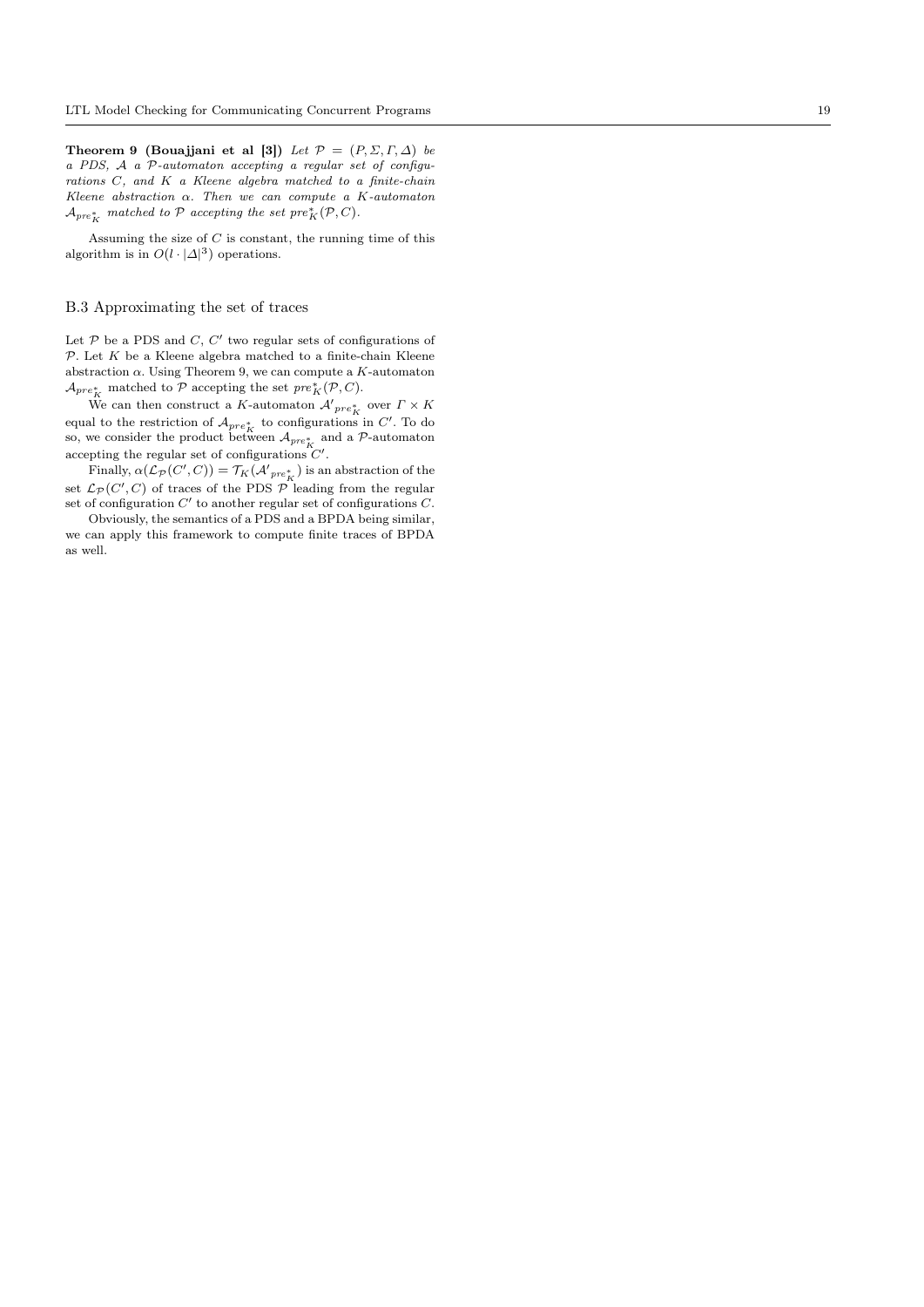**Theorem 9 (Bouajjani et al [3])** *Let $\mathcal{P} = (P, \Sigma, \Gamma, \Delta)$ be a PDS, $\mathcal{A}$ a $\mathcal{P}$-automaton accepting a regular set of configurations $C$, and $K$ a Kleene algebra matched to a finite-chain Kleene abstraction $\alpha$. Then we can compute a $K$-automaton $\mathcal{A}_{pre^*_K}$ matched to $\mathcal{P}$ accepting the set $pre^*_K(\mathcal{P}, C)$.*

Assuming the size of $C$ is constant, the running time of this algorithm is in $O(l \cdot |\Delta|^3)$ operations.

### B.3 Approximating the set of traces

Let $\mathcal{P}$ be a PDS and $C$, $C'$ two regular sets of configurations of $\mathcal{P}$. Let $K$ be a Kleene algebra matched to a finite-chain Kleene abstraction $\alpha$. Using Theorem 9, we can compute a $K$-automaton $\mathcal{A}_{pre^*_K}$ matched to $\mathcal{P}$ accepting the set $pre^*_K(\mathcal{P}, C)$.

We can then construct a $K$-automaton $\mathcal{A}'_{pre^*_K}$ over $\Gamma \times K$ equal to the restriction of $\mathcal{A}_{pre^*_K}$ to configurations in $C'$. To do so, we consider the product between $\mathcal{A}_{pre^*_K}$ and a $\mathcal{P}$-automaton accepting the regular set of configurations $C'$.

Finally, $\alpha(\mathcal{L}_{\mathcal{P}}(C', C)) = \mathcal{T}_K(\mathcal{A}'_{pre^*_K})$ is an abstraction of the set $\mathcal{L}_{\mathcal{P}}(C', C)$ of traces of the PDS $\mathcal{P}$ leading from the regular set of configuration $C'$ to another regular set of configurations $C$.

Obviously, the semantics of a PDS and a BPDA being similar, we can apply this framework to compute finite traces of BPDA as well.